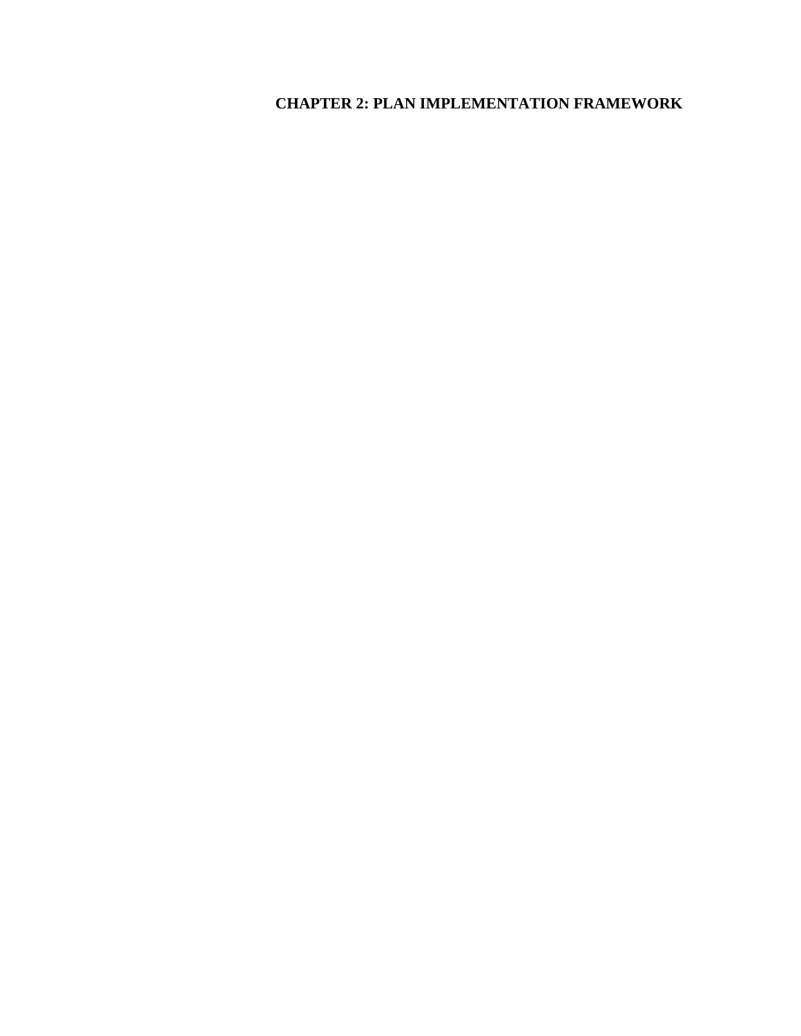# CHAPTER 2: PLAN IMPLEMENTATION FRAMEWORK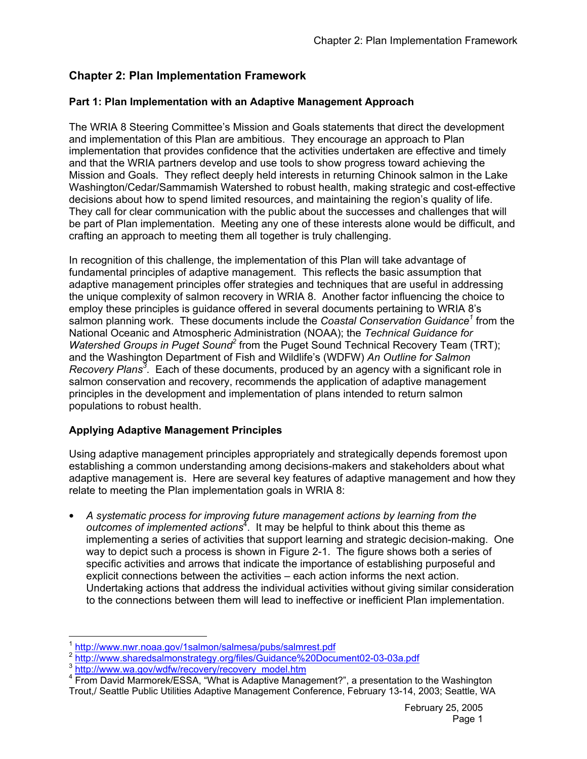# Chapter 2: Plan Implementation Framework

## Part 1: Plan Implementation with an Adaptive Management Approach

The WRIA 8 Steering Committee's Mission and Goals statements that direct the development and implementation of this Plan are ambitious. They encourage an approach to Plan implementation that provides confidence that the activities undertaken are effective and timely and that the WRIA partners develop and use tools to show progress toward achieving the Mission and Goals. They reflect deeply held interests in returning Chinook salmon in the Lake Washington/Cedar/Sammamish Watershed to robust health, making strategic and cost-effective decisions about how to spend limited resources, and maintaining the region's quality of life. They call for clear communication with the public about the successes and challenges that will be part of Plan implementation. Meeting any one of these interests alone would be difficult, and crafting an approach to meeting them all together is truly challenging.

In recognition of this challenge, the implementation of this Plan will take advantage of fundamental principles of adaptive management. This reflects the basic assumption that adaptive management principles offer strategies and techniques that are useful in addressing the unique complexity of salmon recovery in WRIA 8. Another factor influencing the choice to employ these principles is guidance offered in several documents pertaining to WRIA 8's salmon planning work. These documents include the *Coastal Conservation Guidance*[1] from the National Oceanic and Atmospheric Administration (NOAA); the *Technical Guidance for Watershed Groups in Puget Sound*[2] from the Puget Sound Technical Recovery Team (TRT); and the Washington Department of Fish and Wildlife's (WDFW) *An Outline for Salmon Recovery Plans*[3]. Each of these documents, produced by an agency with a significant role in salmon conservation and recovery, recommends the application of adaptive management principles in the development and implementation of plans intended to return salmon populations to robust health.

### Applying Adaptive Management Principles

Using adaptive management principles appropriately and strategically depends foremost upon establishing a common understanding among decisions-makers and stakeholders about what adaptive management is. Here are several key features of adaptive management and how they relate to meeting the Plan implementation goals in WRIA 8:

- *A systematic process for improving future management actions by learning from the outcomes of implemented actions*[4]. It may be helpful to think about this theme as implementing a series of activities that support learning and strategic decision-making. One way to depict such a process is shown in Figure 2-1. The figure shows both a series of specific activities and arrows that indicate the importance of establishing purposeful and explicit connections between the activities – each action informs the next action. Undertaking actions that address the individual activities without giving similar consideration to the connections between them will lead to ineffective or inefficient Plan implementation.

---

[1] http://www.nwr.noaa.gov/1salmon/salmesa/pubs/salmrest.pdf

[2] http://www.sharedsalmonstrategy.org/files/Guidance%20Document02-03-03a.pdf

[3] http://www.wa.gov/wdfw/recovery/recovery_model.htm

[4] From David Marmorek/ESSA, "What is Adaptive Management?", a presentation to the Washington Trout,/ Seattle Public Utilities Adaptive Management Conference, February 13-14, 2003; Seattle, WA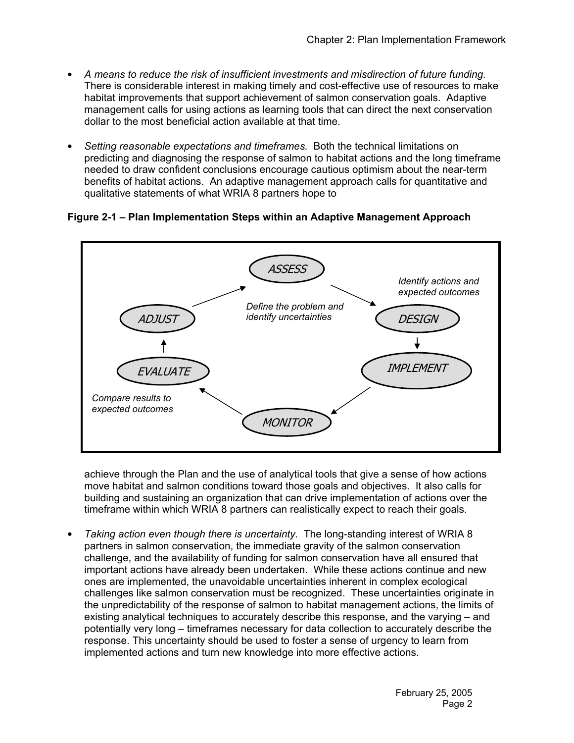- *A means to reduce the risk of insufficient investments and misdirection of future funding.* There is considerable interest in making timely and cost-effective use of resources to make habitat improvements that support achievement of salmon conservation goals. Adaptive management calls for using actions as learning tools that can direct the next conservation dollar to the most beneficial action available at that time.

- *Setting reasonable expectations and timeframes.* Both the technical limitations on predicting and diagnosing the response of salmon to habitat actions and the long timeframe needed to draw confident conclusions encourage cautious optimism about the near-term benefits of habitat actions. An adaptive management approach calls for quantitative and qualitative statements of what WRIA 8 partners hope to achieve through the Plan and the use of analytical tools that give a sense of how actions move habitat and salmon conditions toward those goals and objectives. It also calls for building and sustaining an organization that can drive implementation of actions over the timeframe within which WRIA 8 partners can realistically expect to reach their goals.

**Figure 2-1 – Plan Implementation Steps within an Adaptive Management Approach**

ASSESS → DESIGN → IMPLEMENT → MONITOR → EVALUATE → ADJUST → ASSESS

- ASSESS: *Define the problem and identify uncertainties*
- DESIGN: *Identify actions and expected outcomes*
- EVALUATE: *Compare results to expected outcomes*

- *Taking action even though there is uncertainty.* The long-standing interest of WRIA 8 partners in salmon conservation, the immediate gravity of the salmon conservation challenge, and the availability of funding for salmon conservation have all ensured that important actions have already been undertaken. While these actions continue and new ones are implemented, the unavoidable uncertainties inherent in complex ecological challenges like salmon conservation must be recognized. These uncertainties originate in the unpredictability of the response of salmon to habitat management actions, the limits of existing analytical techniques to accurately describe this response, and the varying – and potentially very long – timeframes necessary for data collection to accurately describe the response. This uncertainty should be used to foster a sense of urgency to learn from implemented actions and turn new knowledge into more effective actions.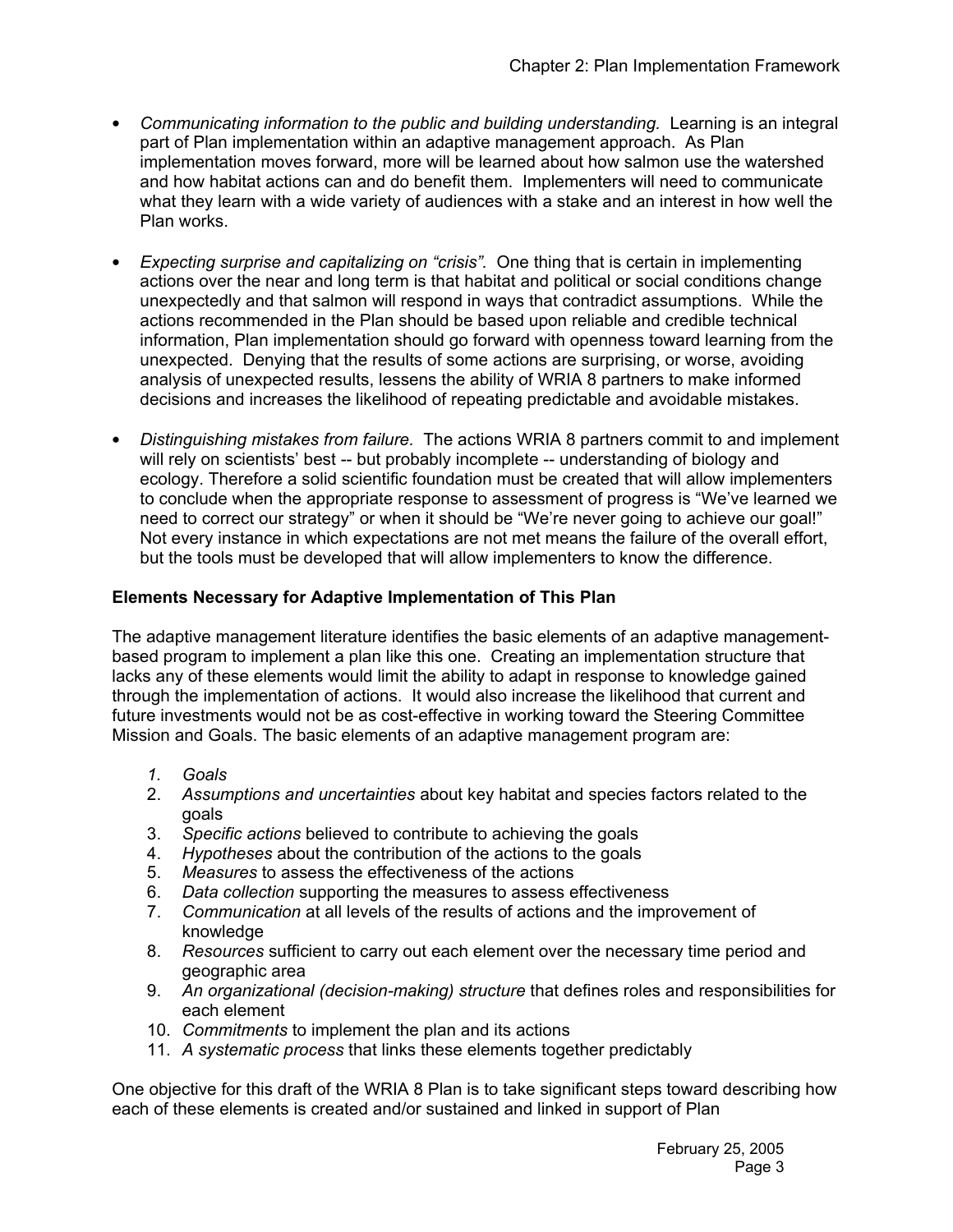- *Communicating information to the public and building understanding.* Learning is an integral part of Plan implementation within an adaptive management approach. As Plan implementation moves forward, more will be learned about how salmon use the watershed and how habitat actions can and do benefit them. Implementers will need to communicate what they learn with a wide variety of audiences with a stake and an interest in how well the Plan works.

- *Expecting surprise and capitalizing on "crisis".* One thing that is certain in implementing actions over the near and long term is that habitat and political or social conditions change unexpectedly and that salmon will respond in ways that contradict assumptions. While the actions recommended in the Plan should be based upon reliable and credible technical information, Plan implementation should go forward with openness toward learning from the unexpected. Denying that the results of some actions are surprising, or worse, avoiding analysis of unexpected results, lessens the ability of WRIA 8 partners to make informed decisions and increases the likelihood of repeating predictable and avoidable mistakes.

- *Distinguishing mistakes from failure.* The actions WRIA 8 partners commit to and implement will rely on scientists' best -- but probably incomplete -- understanding of biology and ecology. Therefore a solid scientific foundation must be created that will allow implementers to conclude when the appropriate response to assessment of progress is "We've learned we need to correct our strategy" or when it should be "We're never going to achieve our goal!" Not every instance in which expectations are not met means the failure of the overall effort, but the tools must be developed that will allow implementers to know the difference.

**Elements Necessary for Adaptive Implementation of This Plan**

The adaptive management literature identifies the basic elements of an adaptive management-based program to implement a plan like this one. Creating an implementation structure that lacks any of these elements would limit the ability to adapt in response to knowledge gained through the implementation of actions. It would also increase the likelihood that current and future investments would not be as cost-effective in working toward the Steering Committee Mission and Goals. The basic elements of an adaptive management program are:

1. *Goals*
2. *Assumptions and uncertainties* about key habitat and species factors related to the goals
3. *Specific actions* believed to contribute to achieving the goals
4. *Hypotheses* about the contribution of the actions to the goals
5. *Measures* to assess the effectiveness of the actions
6. *Data collection* supporting the measures to assess effectiveness
7. *Communication* at all levels of the results of actions and the improvement of knowledge
8. *Resources* sufficient to carry out each element over the necessary time period and geographic area
9. *An organizational (decision-making) structure* that defines roles and responsibilities for each element
10. *Commitments* to implement the plan and its actions
11. *A systematic process* that links these elements together predictably

One objective for this draft of the WRIA 8 Plan is to take significant steps toward describing how each of these elements is created and/or sustained and linked in support of Plan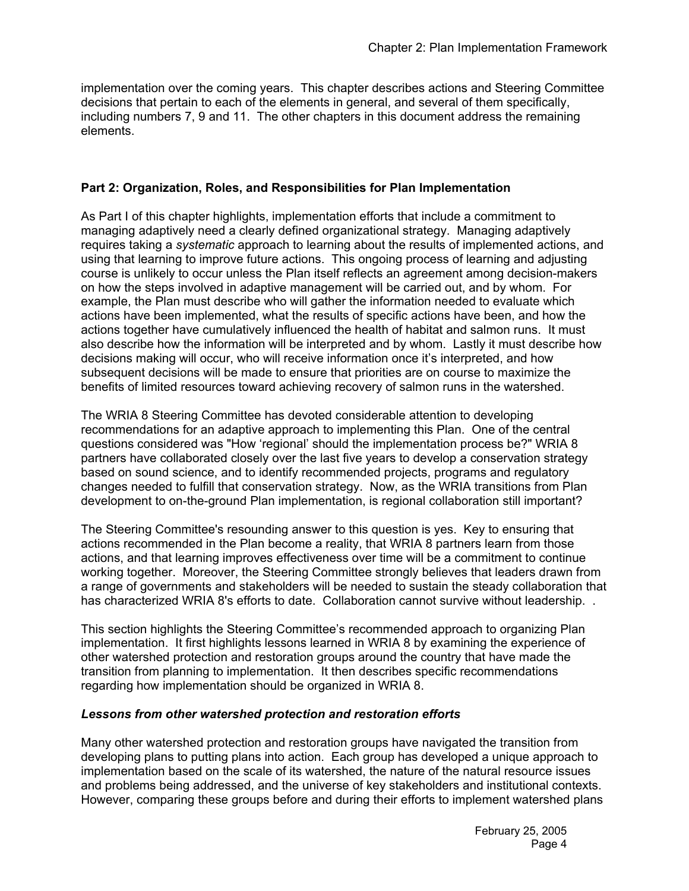implementation over the coming years. This chapter describes actions and Steering Committee decisions that pertain to each of the elements in general, and several of them specifically, including numbers 7, 9 and 11. The other chapters in this document address the remaining elements.

**Part 2: Organization, Roles, and Responsibilities for Plan Implementation**

As Part I of this chapter highlights, implementation efforts that include a commitment to managing adaptively need a clearly defined organizational strategy. Managing adaptively requires taking a *systematic* approach to learning about the results of implemented actions, and using that learning to improve future actions. This ongoing process of learning and adjusting course is unlikely to occur unless the Plan itself reflects an agreement among decision-makers on how the steps involved in adaptive management will be carried out, and by whom. For example, the Plan must describe who will gather the information needed to evaluate which actions have been implemented, what the results of specific actions have been, and how the actions together have cumulatively influenced the health of habitat and salmon runs. It must also describe how the information will be interpreted and by whom. Lastly it must describe how decisions making will occur, who will receive information once it's interpreted, and how subsequent decisions will be made to ensure that priorities are on course to maximize the benefits of limited resources toward achieving recovery of salmon runs in the watershed.

The WRIA 8 Steering Committee has devoted considerable attention to developing recommendations for an adaptive approach to implementing this Plan. One of the central questions considered was "How 'regional' should the implementation process be?" WRIA 8 partners have collaborated closely over the last five years to develop a conservation strategy based on sound science, and to identify recommended projects, programs and regulatory changes needed to fulfill that conservation strategy. Now, as the WRIA transitions from Plan development to on-the-ground Plan implementation, is regional collaboration still important?

The Steering Committee's resounding answer to this question is yes. Key to ensuring that actions recommended in the Plan become a reality, that WRIA 8 partners learn from those actions, and that learning improves effectiveness over time will be a commitment to continue working together. Moreover, the Steering Committee strongly believes that leaders drawn from a range of governments and stakeholders will be needed to sustain the steady collaboration that has characterized WRIA 8's efforts to date. Collaboration cannot survive without leadership. .

This section highlights the Steering Committee's recommended approach to organizing Plan implementation. It first highlights lessons learned in WRIA 8 by examining the experience of other watershed protection and restoration groups around the country that have made the transition from planning to implementation. It then describes specific recommendations regarding how implementation should be organized in WRIA 8.

***Lessons from other watershed protection and restoration efforts***

Many other watershed protection and restoration groups have navigated the transition from developing plans to putting plans into action. Each group has developed a unique approach to implementation based on the scale of its watershed, the nature of the natural resource issues and problems being addressed, and the universe of key stakeholders and institutional contexts. However, comparing these groups before and during their efforts to implement watershed plans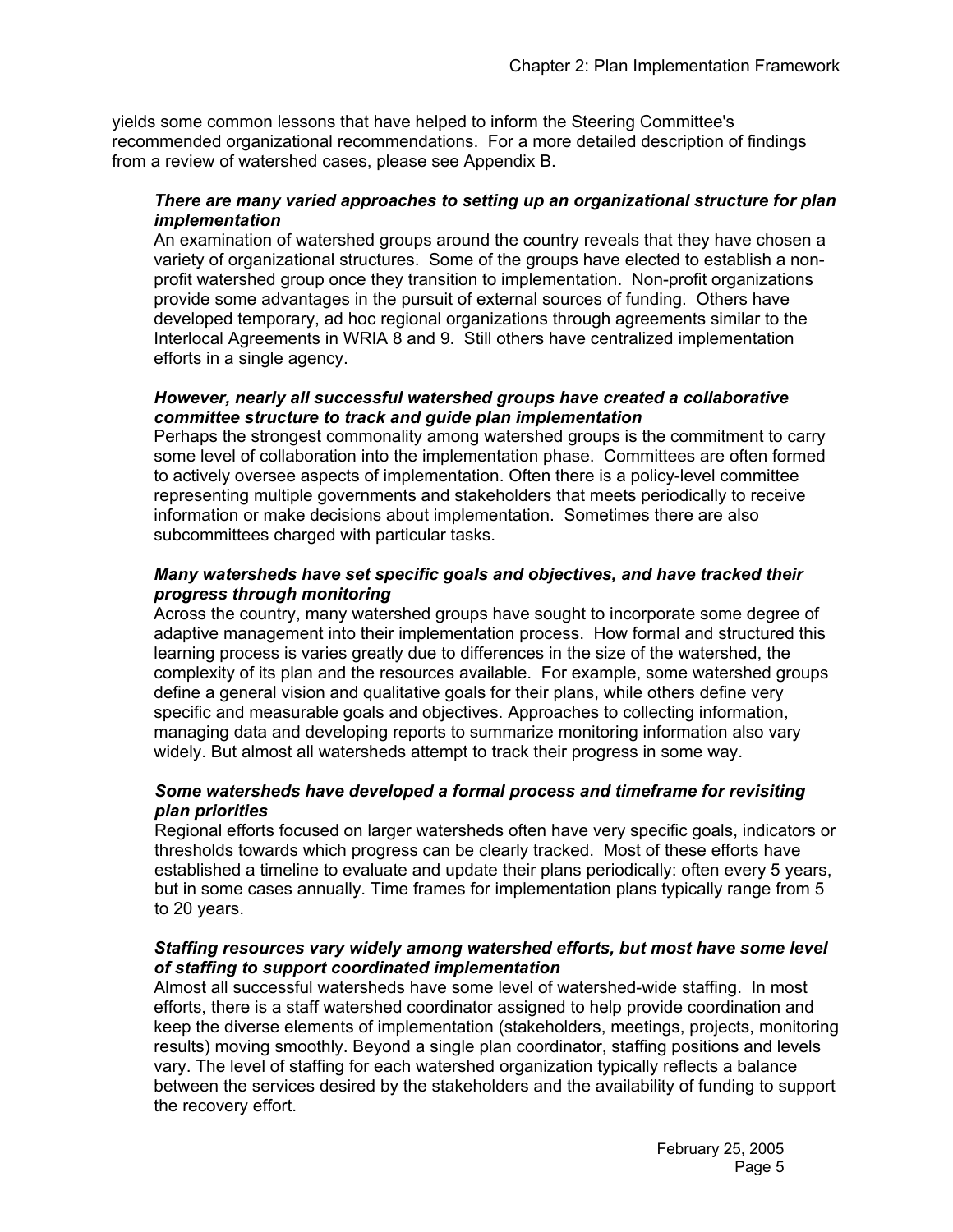yields some common lessons that have helped to inform the Steering Committee's recommended organizational recommendations. For a more detailed description of findings from a review of watershed cases, please see Appendix B.

***There are many varied approaches to setting up an organizational structure for plan implementation***

An examination of watershed groups around the country reveals that they have chosen a variety of organizational structures. Some of the groups have elected to establish a non-profit watershed group once they transition to implementation. Non-profit organizations provide some advantages in the pursuit of external sources of funding. Others have developed temporary, ad hoc regional organizations through agreements similar to the Interlocal Agreements in WRIA 8 and 9. Still others have centralized implementation efforts in a single agency.

***However, nearly all successful watershed groups have created a collaborative committee structure to track and guide plan implementation***

Perhaps the strongest commonality among watershed groups is the commitment to carry some level of collaboration into the implementation phase. Committees are often formed to actively oversee aspects of implementation. Often there is a policy-level committee representing multiple governments and stakeholders that meets periodically to receive information or make decisions about implementation. Sometimes there are also subcommittees charged with particular tasks.

***Many watersheds have set specific goals and objectives, and have tracked their progress through monitoring***

Across the country, many watershed groups have sought to incorporate some degree of adaptive management into their implementation process. How formal and structured this learning process is varies greatly due to differences in the size of the watershed, the complexity of its plan and the resources available. For example, some watershed groups define a general vision and qualitative goals for their plans, while others define very specific and measurable goals and objectives. Approaches to collecting information, managing data and developing reports to summarize monitoring information also vary widely. But almost all watersheds attempt to track their progress in some way.

***Some watersheds have developed a formal process and timeframe for revisiting plan priorities***

Regional efforts focused on larger watersheds often have very specific goals, indicators or thresholds towards which progress can be clearly tracked. Most of these efforts have established a timeline to evaluate and update their plans periodically: often every 5 years, but in some cases annually. Time frames for implementation plans typically range from 5 to 20 years.

***Staffing resources vary widely among watershed efforts, but most have some level of staffing to support coordinated implementation***

Almost all successful watersheds have some level of watershed-wide staffing. In most efforts, there is a staff watershed coordinator assigned to help provide coordination and keep the diverse elements of implementation (stakeholders, meetings, projects, monitoring results) moving smoothly. Beyond a single plan coordinator, staffing positions and levels vary. The level of staffing for each watershed organization typically reflects a balance between the services desired by the stakeholders and the availability of funding to support the recovery effort.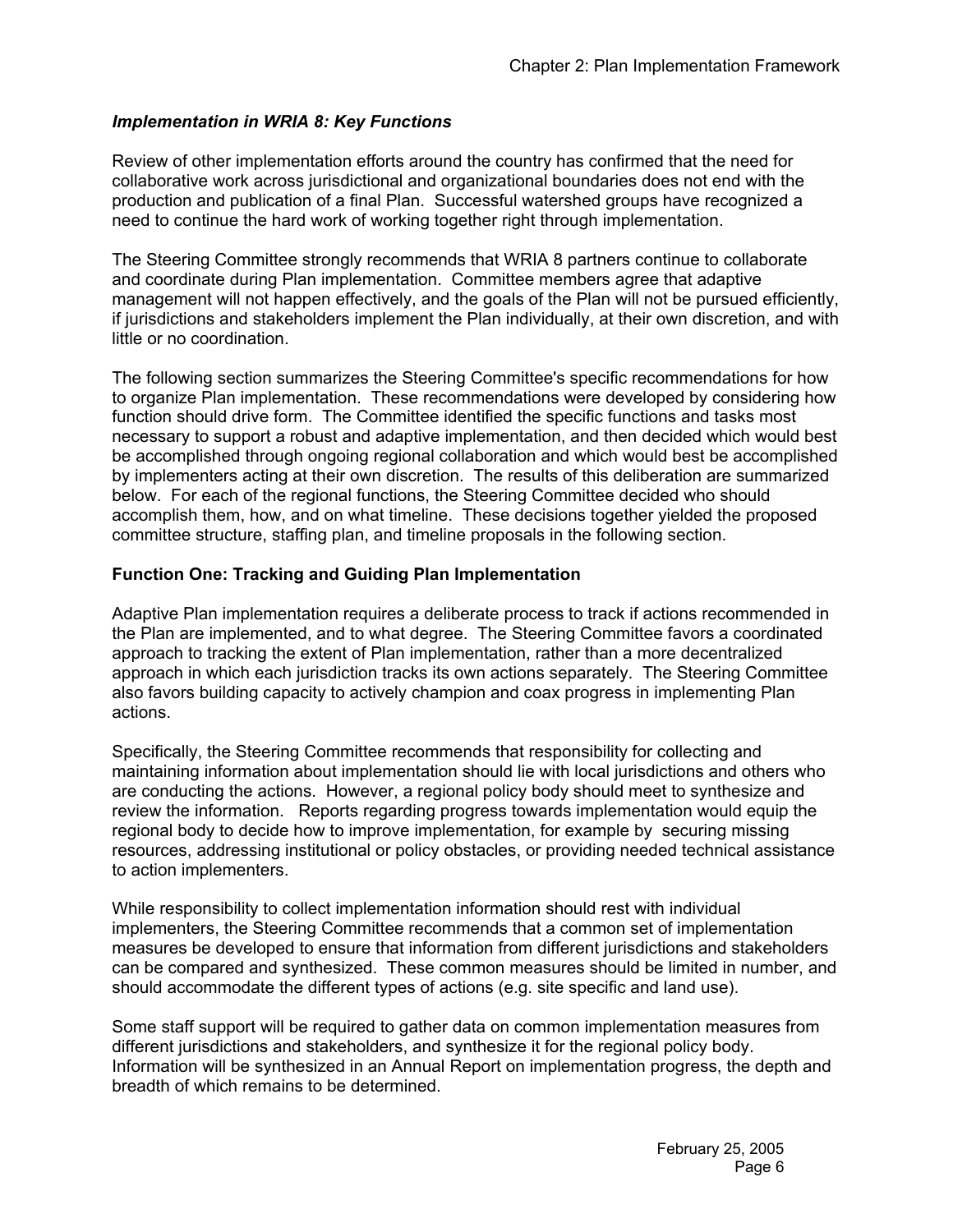### *Implementation in WRIA 8: Key Functions*

Review of other implementation efforts around the country has confirmed that the need for collaborative work across jurisdictional and organizational boundaries does not end with the production and publication of a final Plan. Successful watershed groups have recognized a need to continue the hard work of working together right through implementation.

The Steering Committee strongly recommends that WRIA 8 partners continue to collaborate and coordinate during Plan implementation. Committee members agree that adaptive management will not happen effectively, and the goals of the Plan will not be pursued efficiently, if jurisdictions and stakeholders implement the Plan individually, at their own discretion, and with little or no coordination.

The following section summarizes the Steering Committee's specific recommendations for how to organize Plan implementation. These recommendations were developed by considering how function should drive form. The Committee identified the specific functions and tasks most necessary to support a robust and adaptive implementation, and then decided which would best be accomplished through ongoing regional collaboration and which would best be accomplished by implementers acting at their own discretion. The results of this deliberation are summarized below. For each of the regional functions, the Steering Committee decided who should accomplish them, how, and on what timeline. These decisions together yielded the proposed committee structure, staffing plan, and timeline proposals in the following section.

#### Function One: Tracking and Guiding Plan Implementation

Adaptive Plan implementation requires a deliberate process to track if actions recommended in the Plan are implemented, and to what degree. The Steering Committee favors a coordinated approach to tracking the extent of Plan implementation, rather than a more decentralized approach in which each jurisdiction tracks its own actions separately. The Steering Committee also favors building capacity to actively champion and coax progress in implementing Plan actions.

Specifically, the Steering Committee recommends that responsibility for collecting and maintaining information about implementation should lie with local jurisdictions and others who are conducting the actions. However, a regional policy body should meet to synthesize and review the information. Reports regarding progress towards implementation would equip the regional body to decide how to improve implementation, for example by securing missing resources, addressing institutional or policy obstacles, or providing needed technical assistance to action implementers.

While responsibility to collect implementation information should rest with individual implementers, the Steering Committee recommends that a common set of implementation measures be developed to ensure that information from different jurisdictions and stakeholders can be compared and synthesized. These common measures should be limited in number, and should accommodate the different types of actions (e.g. site specific and land use).

Some staff support will be required to gather data on common implementation measures from different jurisdictions and stakeholders, and synthesize it for the regional policy body. Information will be synthesized in an Annual Report on implementation progress, the depth and breadth of which remains to be determined.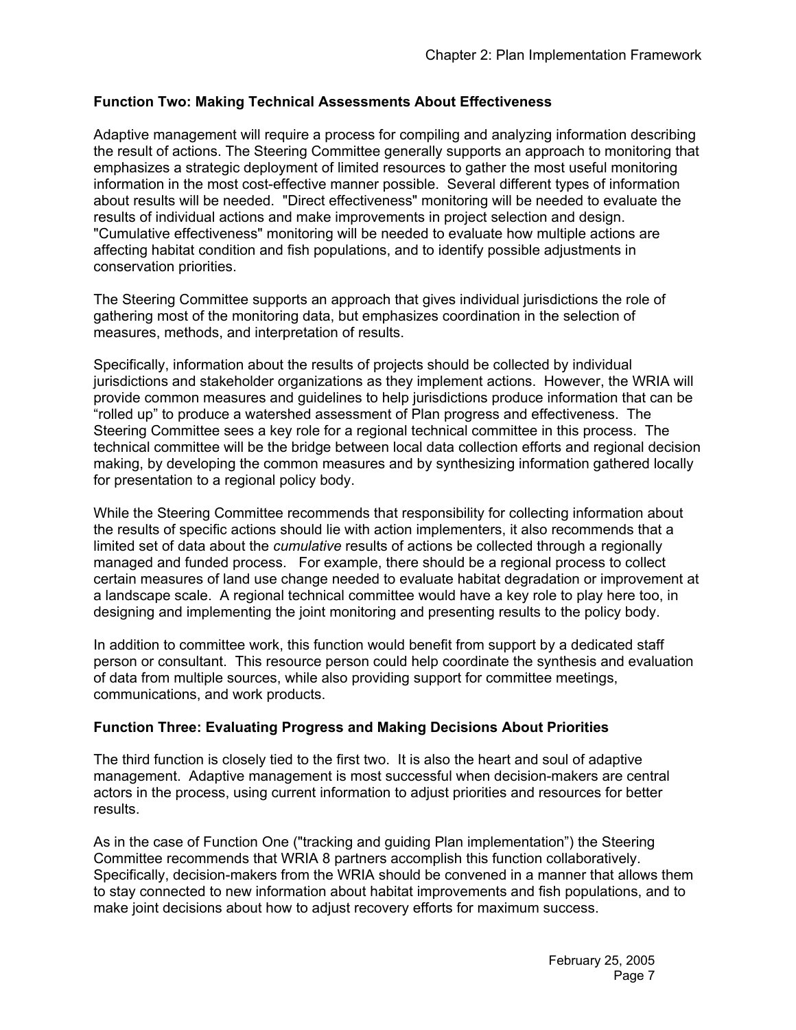**Function Two: Making Technical Assessments About Effectiveness**

Adaptive management will require a process for compiling and analyzing information describing the result of actions. The Steering Committee generally supports an approach to monitoring that emphasizes a strategic deployment of limited resources to gather the most useful monitoring information in the most cost-effective manner possible. Several different types of information about results will be needed. "Direct effectiveness" monitoring will be needed to evaluate the results of individual actions and make improvements in project selection and design. "Cumulative effectiveness" monitoring will be needed to evaluate how multiple actions are affecting habitat condition and fish populations, and to identify possible adjustments in conservation priorities.

The Steering Committee supports an approach that gives individual jurisdictions the role of gathering most of the monitoring data, but emphasizes coordination in the selection of measures, methods, and interpretation of results.

Specifically, information about the results of projects should be collected by individual jurisdictions and stakeholder organizations as they implement actions. However, the WRIA will provide common measures and guidelines to help jurisdictions produce information that can be "rolled up" to produce a watershed assessment of Plan progress and effectiveness. The Steering Committee sees a key role for a regional technical committee in this process. The technical committee will be the bridge between local data collection efforts and regional decision making, by developing the common measures and by synthesizing information gathered locally for presentation to a regional policy body.

While the Steering Committee recommends that responsibility for collecting information about the results of specific actions should lie with action implementers, it also recommends that a limited set of data about the *cumulative* results of actions be collected through a regionally managed and funded process. For example, there should be a regional process to collect certain measures of land use change needed to evaluate habitat degradation or improvement at a landscape scale. A regional technical committee would have a key role to play here too, in designing and implementing the joint monitoring and presenting results to the policy body.

In addition to committee work, this function would benefit from support by a dedicated staff person or consultant. This resource person could help coordinate the synthesis and evaluation of data from multiple sources, while also providing support for committee meetings, communications, and work products.

**Function Three: Evaluating Progress and Making Decisions About Priorities**

The third function is closely tied to the first two. It is also the heart and soul of adaptive management. Adaptive management is most successful when decision-makers are central actors in the process, using current information to adjust priorities and resources for better results.

As in the case of Function One ("tracking and guiding Plan implementation") the Steering Committee recommends that WRIA 8 partners accomplish this function collaboratively. Specifically, decision-makers from the WRIA should be convened in a manner that allows them to stay connected to new information about habitat improvements and fish populations, and to make joint decisions about how to adjust recovery efforts for maximum success.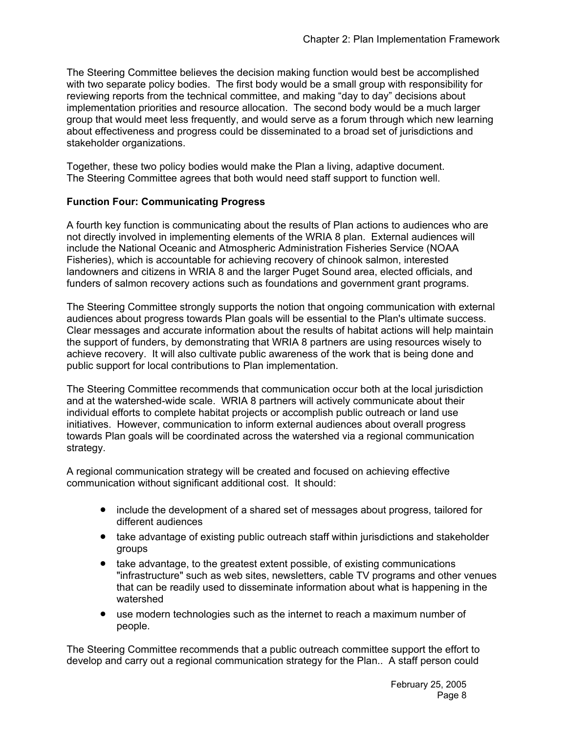The Steering Committee believes the decision making function would best be accomplished with two separate policy bodies. The first body would be a small group with responsibility for reviewing reports from the technical committee, and making "day to day" decisions about implementation priorities and resource allocation. The second body would be a much larger group that would meet less frequently, and would serve as a forum through which new learning about effectiveness and progress could be disseminated to a broad set of jurisdictions and stakeholder organizations.

Together, these two policy bodies would make the Plan a living, adaptive document. The Steering Committee agrees that both would need staff support to function well.

**Function Four: Communicating Progress**

A fourth key function is communicating about the results of Plan actions to audiences who are not directly involved in implementing elements of the WRIA 8 plan. External audiences will include the National Oceanic and Atmospheric Administration Fisheries Service (NOAA Fisheries), which is accountable for achieving recovery of chinook salmon, interested landowners and citizens in WRIA 8 and the larger Puget Sound area, elected officials, and funders of salmon recovery actions such as foundations and government grant programs.

The Steering Committee strongly supports the notion that ongoing communication with external audiences about progress towards Plan goals will be essential to the Plan's ultimate success. Clear messages and accurate information about the results of habitat actions will help maintain the support of funders, by demonstrating that WRIA 8 partners are using resources wisely to achieve recovery. It will also cultivate public awareness of the work that is being done and public support for local contributions to Plan implementation.

The Steering Committee recommends that communication occur both at the local jurisdiction and at the watershed-wide scale. WRIA 8 partners will actively communicate about their individual efforts to complete habitat projects or accomplish public outreach or land use initiatives. However, communication to inform external audiences about overall progress towards Plan goals will be coordinated across the watershed via a regional communication strategy.

A regional communication strategy will be created and focused on achieving effective communication without significant additional cost. It should:

- include the development of a shared set of messages about progress, tailored for different audiences
- take advantage of existing public outreach staff within jurisdictions and stakeholder groups
- take advantage, to the greatest extent possible, of existing communications "infrastructure" such as web sites, newsletters, cable TV programs and other venues that can be readily used to disseminate information about what is happening in the watershed
- use modern technologies such as the internet to reach a maximum number of people.

The Steering Committee recommends that a public outreach committee support the effort to develop and carry out a regional communication strategy for the Plan.. A staff person could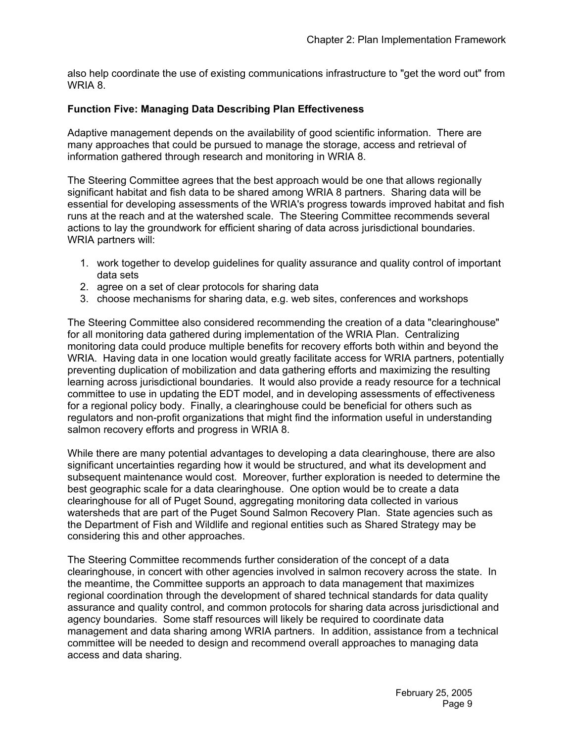also help coordinate the use of existing communications infrastructure to "get the word out" from WRIA 8.

**Function Five: Managing Data Describing Plan Effectiveness**

Adaptive management depends on the availability of good scientific information. There are many approaches that could be pursued to manage the storage, access and retrieval of information gathered through research and monitoring in WRIA 8.

The Steering Committee agrees that the best approach would be one that allows regionally significant habitat and fish data to be shared among WRIA 8 partners. Sharing data will be essential for developing assessments of the WRIA's progress towards improved habitat and fish runs at the reach and at the watershed scale. The Steering Committee recommends several actions to lay the groundwork for efficient sharing of data across jurisdictional boundaries. WRIA partners will:

1. work together to develop guidelines for quality assurance and quality control of important data sets
2. agree on a set of clear protocols for sharing data
3. choose mechanisms for sharing data, e.g. web sites, conferences and workshops

The Steering Committee also considered recommending the creation of a data "clearinghouse" for all monitoring data gathered during implementation of the WRIA Plan. Centralizing monitoring data could produce multiple benefits for recovery efforts both within and beyond the WRIA. Having data in one location would greatly facilitate access for WRIA partners, potentially preventing duplication of mobilization and data gathering efforts and maximizing the resulting learning across jurisdictional boundaries. It would also provide a ready resource for a technical committee to use in updating the EDT model, and in developing assessments of effectiveness for a regional policy body. Finally, a clearinghouse could be beneficial for others such as regulators and non-profit organizations that might find the information useful in understanding salmon recovery efforts and progress in WRIA 8.

While there are many potential advantages to developing a data clearinghouse, there are also significant uncertainties regarding how it would be structured, and what its development and subsequent maintenance would cost. Moreover, further exploration is needed to determine the best geographic scale for a data clearinghouse. One option would be to create a data clearinghouse for all of Puget Sound, aggregating monitoring data collected in various watersheds that are part of the Puget Sound Salmon Recovery Plan. State agencies such as the Department of Fish and Wildlife and regional entities such as Shared Strategy may be considering this and other approaches.

The Steering Committee recommends further consideration of the concept of a data clearinghouse, in concert with other agencies involved in salmon recovery across the state. In the meantime, the Committee supports an approach to data management that maximizes regional coordination through the development of shared technical standards for data quality assurance and quality control, and common protocols for sharing data across jurisdictional and agency boundaries. Some staff resources will likely be required to coordinate data management and data sharing among WRIA partners. In addition, assistance from a technical committee will be needed to design and recommend overall approaches to managing data access and data sharing.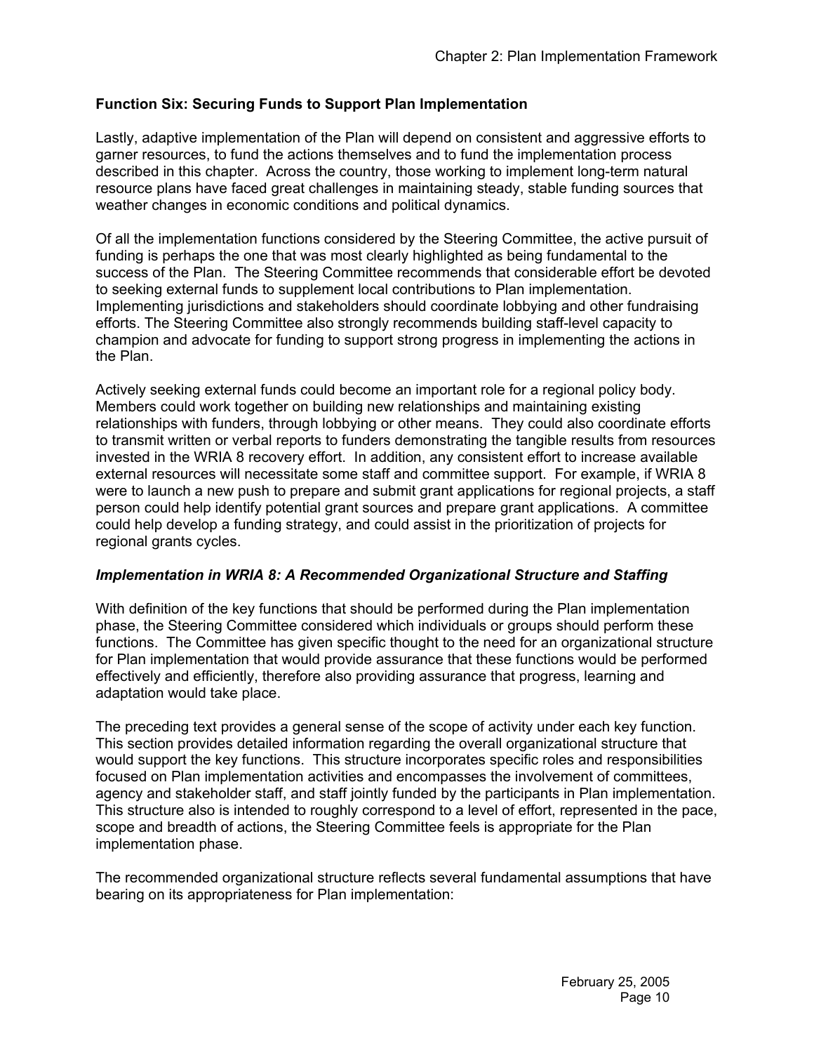### Function Six: Securing Funds to Support Plan Implementation

Lastly, adaptive implementation of the Plan will depend on consistent and aggressive efforts to garner resources, to fund the actions themselves and to fund the implementation process described in this chapter. Across the country, those working to implement long-term natural resource plans have faced great challenges in maintaining steady, stable funding sources that weather changes in economic conditions and political dynamics.

Of all the implementation functions considered by the Steering Committee, the active pursuit of funding is perhaps the one that was most clearly highlighted as being fundamental to the success of the Plan. The Steering Committee recommends that considerable effort be devoted to seeking external funds to supplement local contributions to Plan implementation. Implementing jurisdictions and stakeholders should coordinate lobbying and other fundraising efforts. The Steering Committee also strongly recommends building staff-level capacity to champion and advocate for funding to support strong progress in implementing the actions in the Plan.

Actively seeking external funds could become an important role for a regional policy body. Members could work together on building new relationships and maintaining existing relationships with funders, through lobbying or other means. They could also coordinate efforts to transmit written or verbal reports to funders demonstrating the tangible results from resources invested in the WRIA 8 recovery effort. In addition, any consistent effort to increase available external resources will necessitate some staff and committee support. For example, if WRIA 8 were to launch a new push to prepare and submit grant applications for regional projects, a staff person could help identify potential grant sources and prepare grant applications. A committee could help develop a funding strategy, and could assist in the prioritization of projects for regional grants cycles.

### *Implementation in WRIA 8: A Recommended Organizational Structure and Staffing*

With definition of the key functions that should be performed during the Plan implementation phase, the Steering Committee considered which individuals or groups should perform these functions. The Committee has given specific thought to the need for an organizational structure for Plan implementation that would provide assurance that these functions would be performed effectively and efficiently, therefore also providing assurance that progress, learning and adaptation would take place.

The preceding text provides a general sense of the scope of activity under each key function. This section provides detailed information regarding the overall organizational structure that would support the key functions. This structure incorporates specific roles and responsibilities focused on Plan implementation activities and encompasses the involvement of committees, agency and stakeholder staff, and staff jointly funded by the participants in Plan implementation. This structure also is intended to roughly correspond to a level of effort, represented in the pace, scope and breadth of actions, the Steering Committee feels is appropriate for the Plan implementation phase.

The recommended organizational structure reflects several fundamental assumptions that have bearing on its appropriateness for Plan implementation: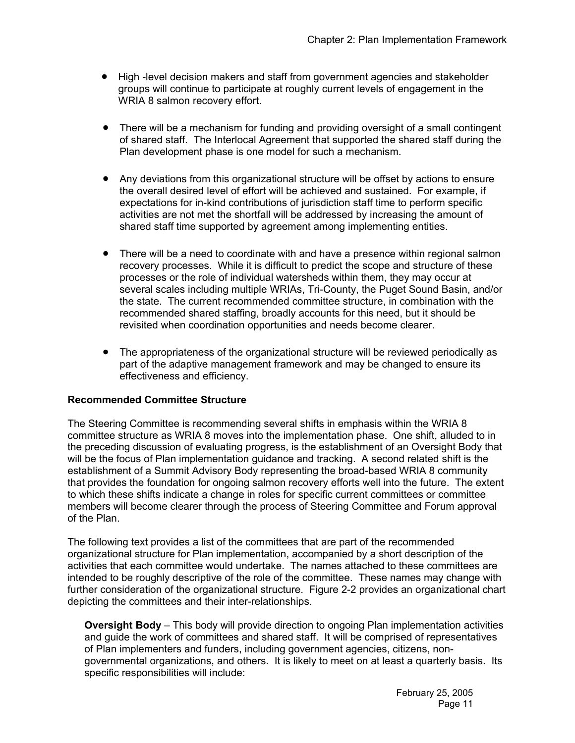- High -level decision makers and staff from government agencies and stakeholder groups will continue to participate at roughly current levels of engagement in the WRIA 8 salmon recovery effort.

- There will be a mechanism for funding and providing oversight of a small contingent of shared staff. The Interlocal Agreement that supported the shared staff during the Plan development phase is one model for such a mechanism.

- Any deviations from this organizational structure will be offset by actions to ensure the overall desired level of effort will be achieved and sustained. For example, if expectations for in-kind contributions of jurisdiction staff time to perform specific activities are not met the shortfall will be addressed by increasing the amount of shared staff time supported by agreement among implementing entities.

- There will be a need to coordinate with and have a presence within regional salmon recovery processes. While it is difficult to predict the scope and structure of these processes or the role of individual watersheds within them, they may occur at several scales including multiple WRIAs, Tri-County, the Puget Sound Basin, and/or the state. The current recommended committee structure, in combination with the recommended shared staffing, broadly accounts for this need, but it should be revisited when coordination opportunities and needs become clearer.

- The appropriateness of the organizational structure will be reviewed periodically as part of the adaptive management framework and may be changed to ensure its effectiveness and efficiency.

**Recommended Committee Structure**

The Steering Committee is recommending several shifts in emphasis within the WRIA 8 committee structure as WRIA 8 moves into the implementation phase. One shift, alluded to in the preceding discussion of evaluating progress, is the establishment of an Oversight Body that will be the focus of Plan implementation guidance and tracking. A second related shift is the establishment of a Summit Advisory Body representing the broad-based WRIA 8 community that provides the foundation for ongoing salmon recovery efforts well into the future. The extent to which these shifts indicate a change in roles for specific current committees or committee members will become clearer through the process of Steering Committee and Forum approval of the Plan.

The following text provides a list of the committees that are part of the recommended organizational structure for Plan implementation, accompanied by a short description of the activities that each committee would undertake. The names attached to these committees are intended to be roughly descriptive of the role of the committee. These names may change with further consideration of the organizational structure. Figure 2-2 provides an organizational chart depicting the committees and their inter-relationships.

**Oversight Body** – This body will provide direction to ongoing Plan implementation activities and guide the work of committees and shared staff. It will be comprised of representatives of Plan implementers and funders, including government agencies, citizens, non-governmental organizations, and others. It is likely to meet on at least a quarterly basis. Its specific responsibilities will include: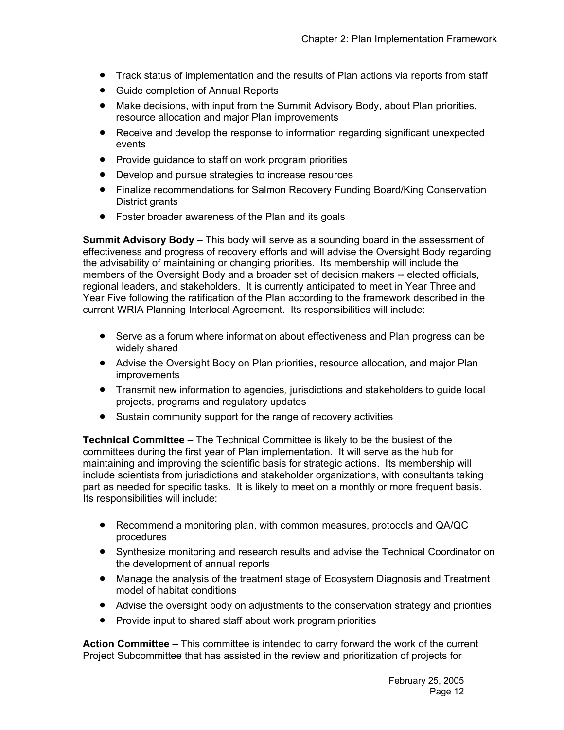- Track status of implementation and the results of Plan actions via reports from staff
- Guide completion of Annual Reports
- Make decisions, with input from the Summit Advisory Body, about Plan priorities, resource allocation and major Plan improvements
- Receive and develop the response to information regarding significant unexpected events
- Provide guidance to staff on work program priorities
- Develop and pursue strategies to increase resources
- Finalize recommendations for Salmon Recovery Funding Board/King Conservation District grants
- Foster broader awareness of the Plan and its goals

**Summit Advisory Body** – This body will serve as a sounding board in the assessment of effectiveness and progress of recovery efforts and will advise the Oversight Body regarding the advisability of maintaining or changing priorities. Its membership will include the members of the Oversight Body and a broader set of decision makers -- elected officials, regional leaders, and stakeholders. It is currently anticipated to meet in Year Three and Year Five following the ratification of the Plan according to the framework described in the current WRIA Planning Interlocal Agreement. Its responsibilities will include:

- Serve as a forum where information about effectiveness and Plan progress can be widely shared
- Advise the Oversight Body on Plan priorities, resource allocation, and major Plan improvements
- Transmit new information to agencies, jurisdictions and stakeholders to guide local projects, programs and regulatory updates
- Sustain community support for the range of recovery activities

**Technical Committee** – The Technical Committee is likely to be the busiest of the committees during the first year of Plan implementation. It will serve as the hub for maintaining and improving the scientific basis for strategic actions. Its membership will include scientists from jurisdictions and stakeholder organizations, with consultants taking part as needed for specific tasks. It is likely to meet on a monthly or more frequent basis. Its responsibilities will include:

- Recommend a monitoring plan, with common measures, protocols and QA/QC procedures
- Synthesize monitoring and research results and advise the Technical Coordinator on the development of annual reports
- Manage the analysis of the treatment stage of Ecosystem Diagnosis and Treatment model of habitat conditions
- Advise the oversight body on adjustments to the conservation strategy and priorities
- Provide input to shared staff about work program priorities

**Action Committee** – This committee is intended to carry forward the work of the current Project Subcommittee that has assisted in the review and prioritization of projects for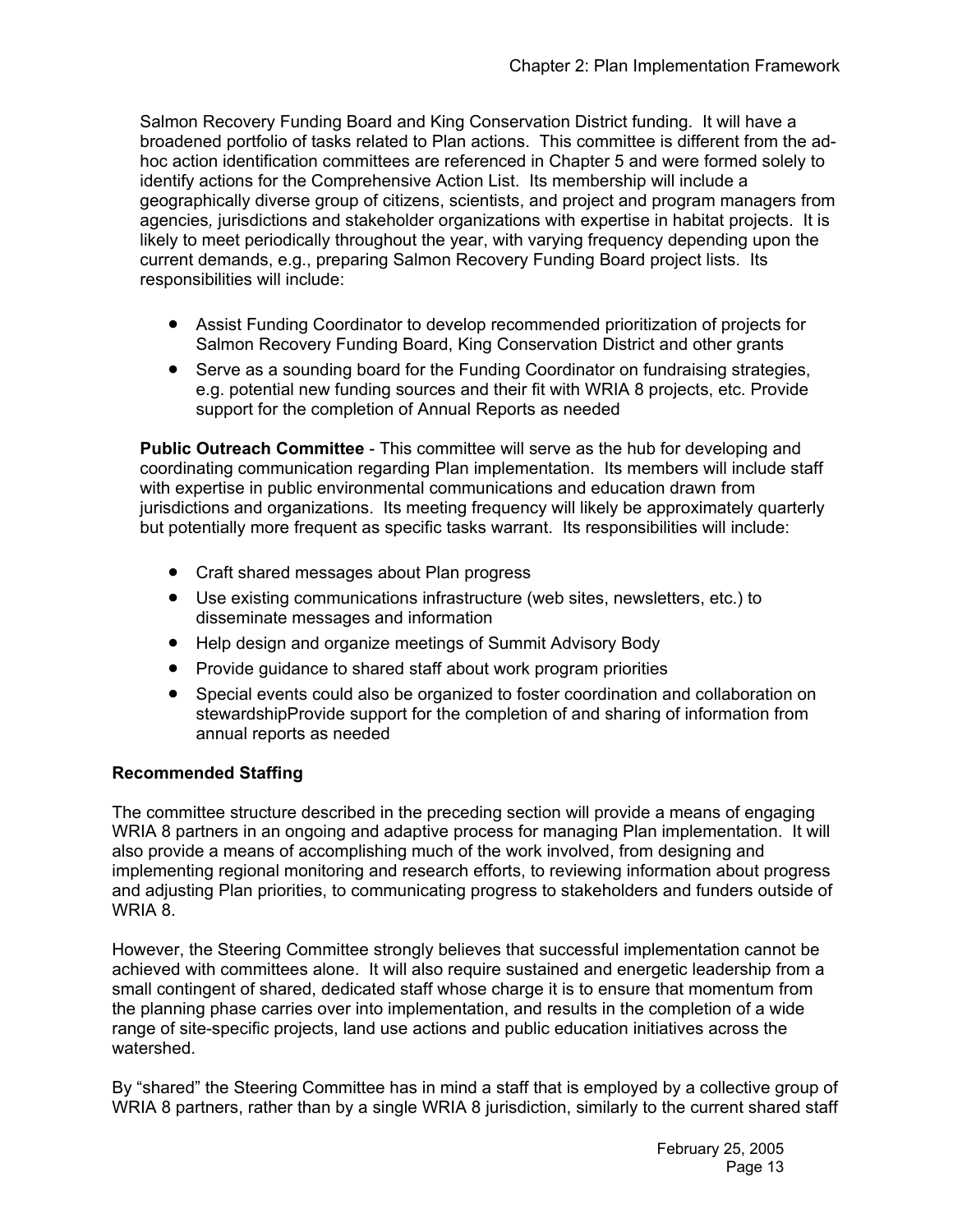Salmon Recovery Funding Board and King Conservation District funding. It will have a broadened portfolio of tasks related to Plan actions. This committee is different from the ad-hoc action identification committees are referenced in Chapter 5 and were formed solely to identify actions for the Comprehensive Action List. Its membership will include a geographically diverse group of citizens, scientists, and project and program managers from agencies, jurisdictions and stakeholder organizations with expertise in habitat projects. It is likely to meet periodically throughout the year, with varying frequency depending upon the current demands, e.g., preparing Salmon Recovery Funding Board project lists. Its responsibilities will include:

- Assist Funding Coordinator to develop recommended prioritization of projects for Salmon Recovery Funding Board, King Conservation District and other grants
- Serve as a sounding board for the Funding Coordinator on fundraising strategies, e.g. potential new funding sources and their fit with WRIA 8 projects, etc. Provide support for the completion of Annual Reports as needed

**Public Outreach Committee** - This committee will serve as the hub for developing and coordinating communication regarding Plan implementation. Its members will include staff with expertise in public environmental communications and education drawn from jurisdictions and organizations. Its meeting frequency will likely be approximately quarterly but potentially more frequent as specific tasks warrant. Its responsibilities will include:

- Craft shared messages about Plan progress
- Use existing communications infrastructure (web sites, newsletters, etc.) to disseminate messages and information
- Help design and organize meetings of Summit Advisory Body
- Provide guidance to shared staff about work program priorities
- Special events could also be organized to foster coordination and collaboration on stewardshipProvide support for the completion of and sharing of information from annual reports as needed

**Recommended Staffing**

The committee structure described in the preceding section will provide a means of engaging WRIA 8 partners in an ongoing and adaptive process for managing Plan implementation. It will also provide a means of accomplishing much of the work involved, from designing and implementing regional monitoring and research efforts, to reviewing information about progress and adjusting Plan priorities, to communicating progress to stakeholders and funders outside of WRIA 8.

However, the Steering Committee strongly believes that successful implementation cannot be achieved with committees alone. It will also require sustained and energetic leadership from a small contingent of shared, dedicated staff whose charge it is to ensure that momentum from the planning phase carries over into implementation, and results in the completion of a wide range of site-specific projects, land use actions and public education initiatives across the watershed.

By "shared" the Steering Committee has in mind a staff that is employed by a collective group of WRIA 8 partners, rather than by a single WRIA 8 jurisdiction, similarly to the current shared staff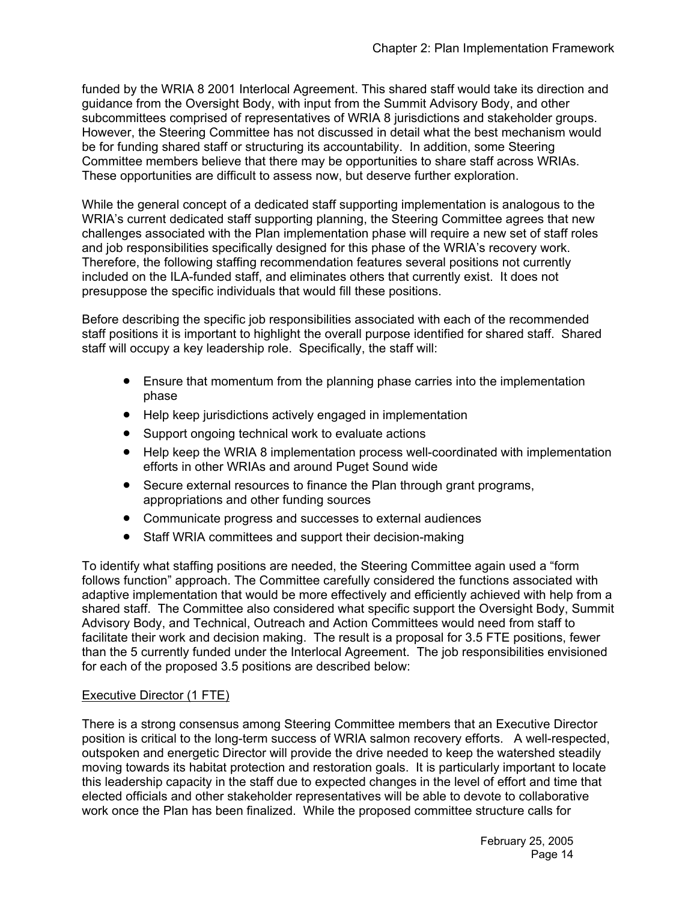funded by the WRIA 8 2001 Interlocal Agreement. This shared staff would take its direction and guidance from the Oversight Body, with input from the Summit Advisory Body, and other subcommittees comprised of representatives of WRIA 8 jurisdictions and stakeholder groups. However, the Steering Committee has not discussed in detail what the best mechanism would be for funding shared staff or structuring its accountability. In addition, some Steering Committee members believe that there may be opportunities to share staff across WRIAs. These opportunities are difficult to assess now, but deserve further exploration.

While the general concept of a dedicated staff supporting implementation is analogous to the WRIA's current dedicated staff supporting planning, the Steering Committee agrees that new challenges associated with the Plan implementation phase will require a new set of staff roles and job responsibilities specifically designed for this phase of the WRIA's recovery work. Therefore, the following staffing recommendation features several positions not currently included on the ILA-funded staff, and eliminates others that currently exist. It does not presuppose the specific individuals that would fill these positions.

Before describing the specific job responsibilities associated with each of the recommended staff positions it is important to highlight the overall purpose identified for shared staff. Shared staff will occupy a key leadership role. Specifically, the staff will:

- Ensure that momentum from the planning phase carries into the implementation phase
- Help keep jurisdictions actively engaged in implementation
- Support ongoing technical work to evaluate actions
- Help keep the WRIA 8 implementation process well-coordinated with implementation efforts in other WRIAs and around Puget Sound wide
- Secure external resources to finance the Plan through grant programs, appropriations and other funding sources
- Communicate progress and successes to external audiences
- Staff WRIA committees and support their decision-making

To identify what staffing positions are needed, the Steering Committee again used a "form follows function" approach. The Committee carefully considered the functions associated with adaptive implementation that would be more effectively and efficiently achieved with help from a shared staff. The Committee also considered what specific support the Oversight Body, Summit Advisory Body, and Technical, Outreach and Action Committees would need from staff to facilitate their work and decision making. The result is a proposal for 3.5 FTE positions, fewer than the 5 currently funded under the Interlocal Agreement. The job responsibilities envisioned for each of the proposed 3.5 positions are described below:

<u>Executive Director (1 FTE)</u>

There is a strong consensus among Steering Committee members that an Executive Director position is critical to the long-term success of WRIA salmon recovery efforts. A well-respected, outspoken and energetic Director will provide the drive needed to keep the watershed steadily moving towards its habitat protection and restoration goals. It is particularly important to locate this leadership capacity in the staff due to expected changes in the level of effort and time that elected officials and other stakeholder representatives will be able to devote to collaborative work once the Plan has been finalized. While the proposed committee structure calls for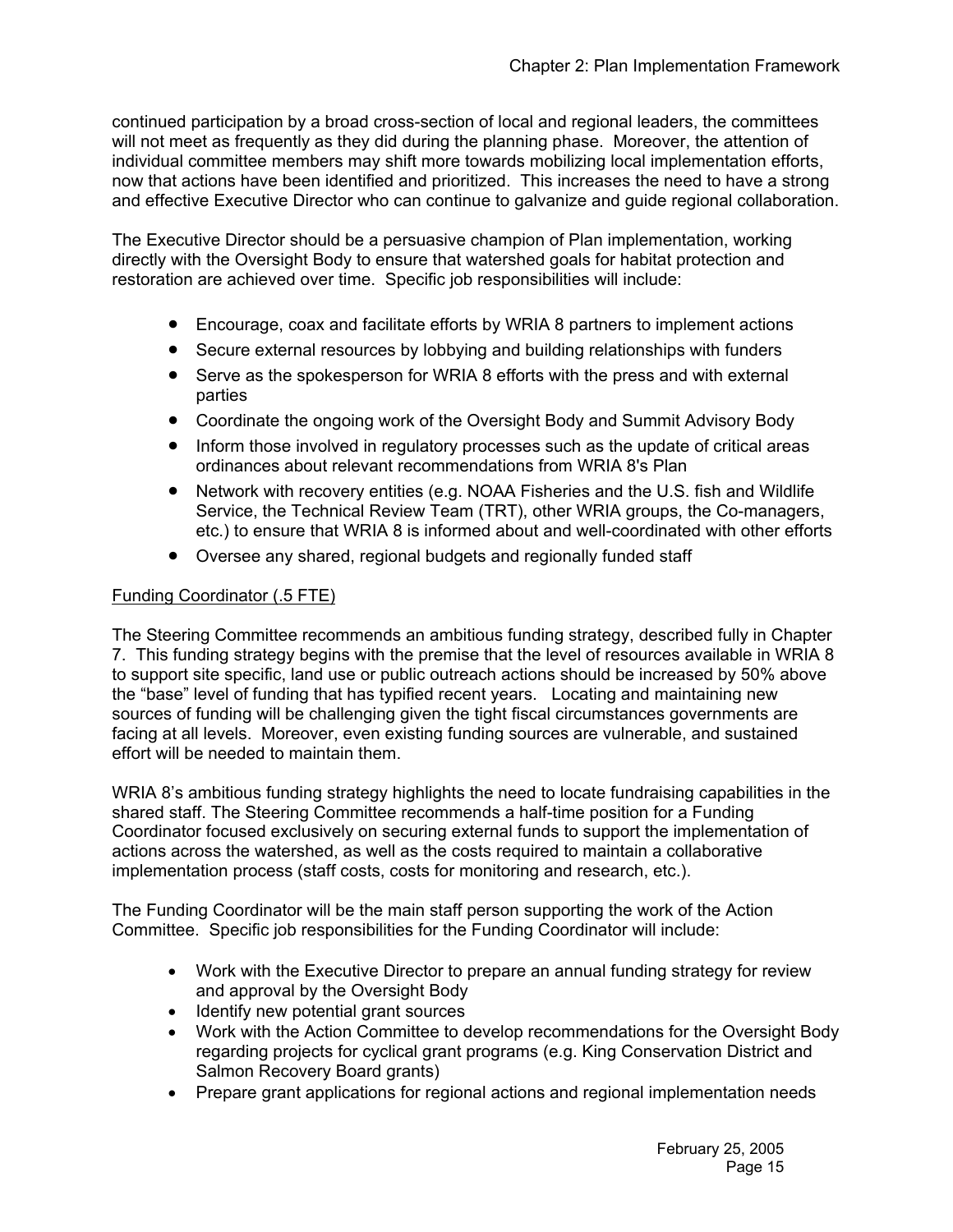continued participation by a broad cross-section of local and regional leaders, the committees will not meet as frequently as they did during the planning phase. Moreover, the attention of individual committee members may shift more towards mobilizing local implementation efforts, now that actions have been identified and prioritized. This increases the need to have a strong and effective Executive Director who can continue to galvanize and guide regional collaboration.

The Executive Director should be a persuasive champion of Plan implementation, working directly with the Oversight Body to ensure that watershed goals for habitat protection and restoration are achieved over time. Specific job responsibilities will include:

- Encourage, coax and facilitate efforts by WRIA 8 partners to implement actions
- Secure external resources by lobbying and building relationships with funders
- Serve as the spokesperson for WRIA 8 efforts with the press and with external parties
- Coordinate the ongoing work of the Oversight Body and Summit Advisory Body
- Inform those involved in regulatory processes such as the update of critical areas ordinances about relevant recommendations from WRIA 8's Plan
- Network with recovery entities (e.g. NOAA Fisheries and the U.S. fish and Wildlife Service, the Technical Review Team (TRT), other WRIA groups, the Co-managers, etc.) to ensure that WRIA 8 is informed about and well-coordinated with other efforts
- Oversee any shared, regional budgets and regionally funded staff

Funding Coordinator (.5 FTE)

The Steering Committee recommends an ambitious funding strategy, described fully in Chapter 7. This funding strategy begins with the premise that the level of resources available in WRIA 8 to support site specific, land use or public outreach actions should be increased by 50% above the "base" level of funding that has typified recent years. Locating and maintaining new sources of funding will be challenging given the tight fiscal circumstances governments are facing at all levels. Moreover, even existing funding sources are vulnerable, and sustained effort will be needed to maintain them.

WRIA 8's ambitious funding strategy highlights the need to locate fundraising capabilities in the shared staff. The Steering Committee recommends a half-time position for a Funding Coordinator focused exclusively on securing external funds to support the implementation of actions across the watershed, as well as the costs required to maintain a collaborative implementation process (staff costs, costs for monitoring and research, etc.).

The Funding Coordinator will be the main staff person supporting the work of the Action Committee. Specific job responsibilities for the Funding Coordinator will include:

- Work with the Executive Director to prepare an annual funding strategy for review and approval by the Oversight Body
- Identify new potential grant sources
- Work with the Action Committee to develop recommendations for the Oversight Body regarding projects for cyclical grant programs (e.g. King Conservation District and Salmon Recovery Board grants)
- Prepare grant applications for regional actions and regional implementation needs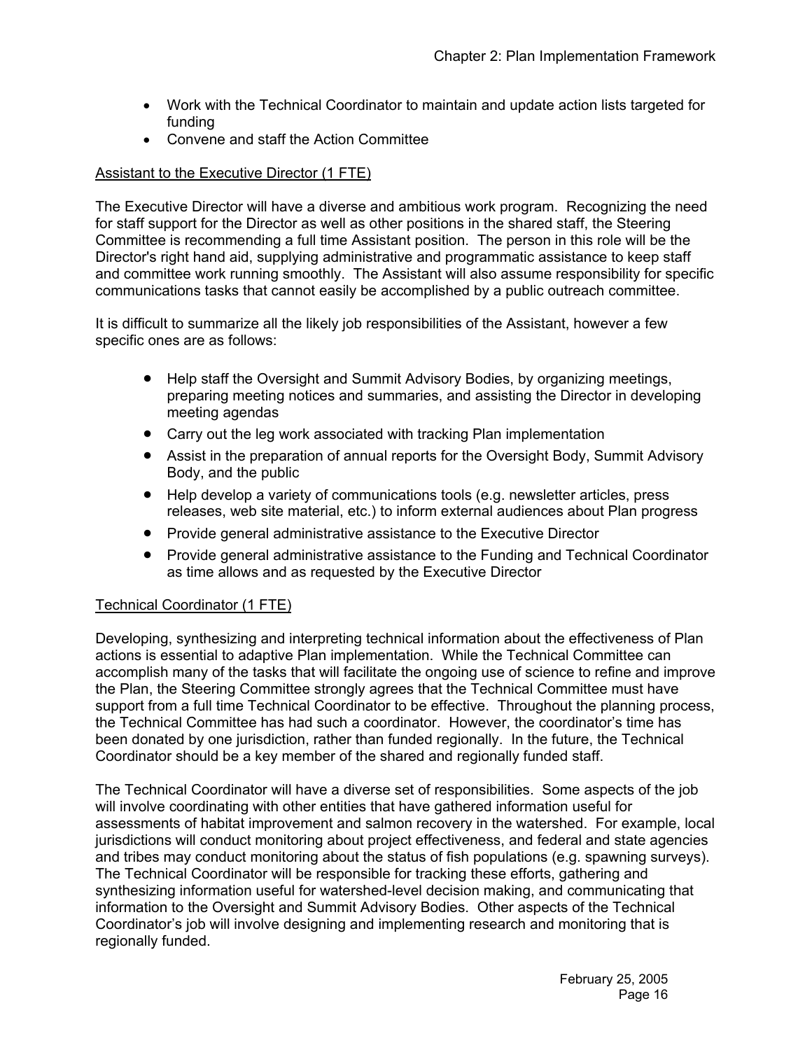- Work with the Technical Coordinator to maintain and update action lists targeted for funding
- Convene and staff the Action Committee

<u>Assistant to the Executive Director (1 FTE)</u>

The Executive Director will have a diverse and ambitious work program. Recognizing the need for staff support for the Director as well as other positions in the shared staff, the Steering Committee is recommending a full time Assistant position. The person in this role will be the Director's right hand aid, supplying administrative and programmatic assistance to keep staff and committee work running smoothly. The Assistant will also assume responsibility for specific communications tasks that cannot easily be accomplished by a public outreach committee.

It is difficult to summarize all the likely job responsibilities of the Assistant, however a few specific ones are as follows:

- Help staff the Oversight and Summit Advisory Bodies, by organizing meetings, preparing meeting notices and summaries, and assisting the Director in developing meeting agendas
- Carry out the leg work associated with tracking Plan implementation
- Assist in the preparation of annual reports for the Oversight Body, Summit Advisory Body, and the public
- Help develop a variety of communications tools (e.g. newsletter articles, press releases, web site material, etc.) to inform external audiences about Plan progress
- Provide general administrative assistance to the Executive Director
- Provide general administrative assistance to the Funding and Technical Coordinator as time allows and as requested by the Executive Director

<u>Technical Coordinator (1 FTE)</u>

Developing, synthesizing and interpreting technical information about the effectiveness of Plan actions is essential to adaptive Plan implementation. While the Technical Committee can accomplish many of the tasks that will facilitate the ongoing use of science to refine and improve the Plan, the Steering Committee strongly agrees that the Technical Committee must have support from a full time Technical Coordinator to be effective. Throughout the planning process, the Technical Committee has had such a coordinator. However, the coordinator's time has been donated by one jurisdiction, rather than funded regionally. In the future, the Technical Coordinator should be a key member of the shared and regionally funded staff.

The Technical Coordinator will have a diverse set of responsibilities. Some aspects of the job will involve coordinating with other entities that have gathered information useful for assessments of habitat improvement and salmon recovery in the watershed. For example, local jurisdictions will conduct monitoring about project effectiveness, and federal and state agencies and tribes may conduct monitoring about the status of fish populations (e.g. spawning surveys). The Technical Coordinator will be responsible for tracking these efforts, gathering and synthesizing information useful for watershed-level decision making, and communicating that information to the Oversight and Summit Advisory Bodies. Other aspects of the Technical Coordinator's job will involve designing and implementing research and monitoring that is regionally funded.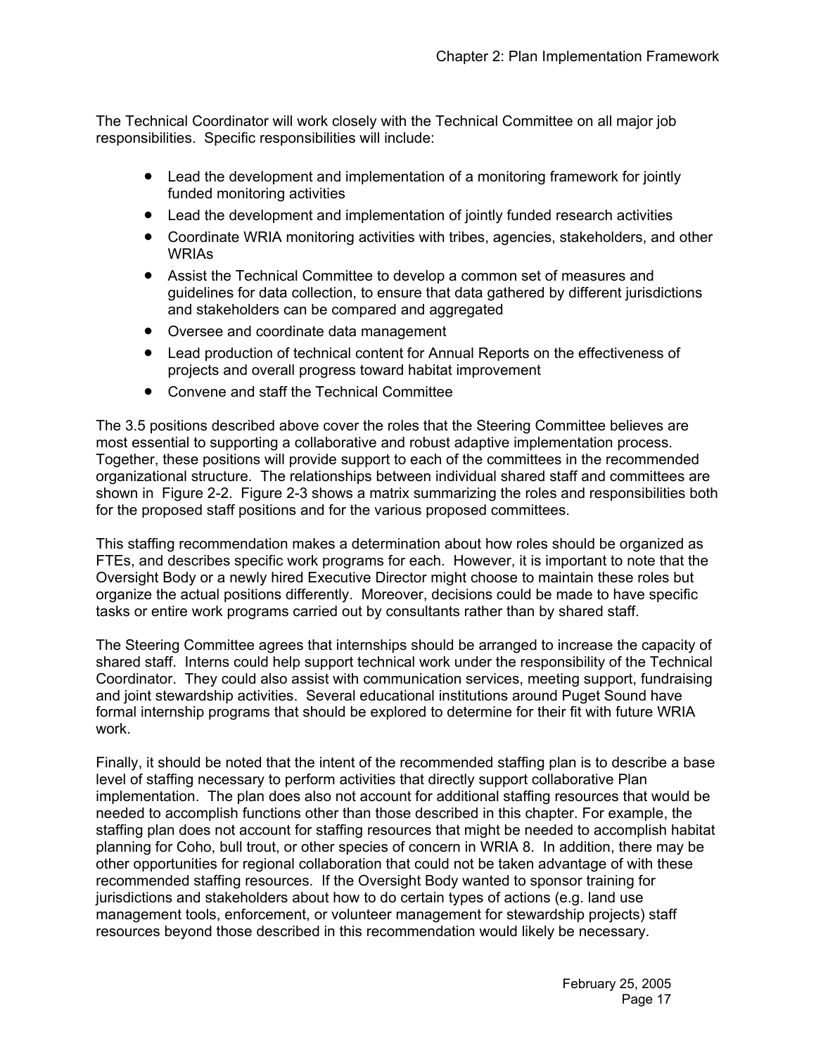The Technical Coordinator will work closely with the Technical Committee on all major job responsibilities. Specific responsibilities will include:

- Lead the development and implementation of a monitoring framework for jointly funded monitoring activities
- Lead the development and implementation of jointly funded research activities
- Coordinate WRIA monitoring activities with tribes, agencies, stakeholders, and other WRIAs
- Assist the Technical Committee to develop a common set of measures and guidelines for data collection, to ensure that data gathered by different jurisdictions and stakeholders can be compared and aggregated
- Oversee and coordinate data management
- Lead production of technical content for Annual Reports on the effectiveness of projects and overall progress toward habitat improvement
- Convene and staff the Technical Committee

The 3.5 positions described above cover the roles that the Steering Committee believes are most essential to supporting a collaborative and robust adaptive implementation process. Together, these positions will provide support to each of the committees in the recommended organizational structure. The relationships between individual shared staff and committees are shown in Figure 2-2. Figure 2-3 shows a matrix summarizing the roles and responsibilities both for the proposed staff positions and for the various proposed committees.

This staffing recommendation makes a determination about how roles should be organized as FTEs, and describes specific work programs for each. However, it is important to note that the Oversight Body or a newly hired Executive Director might choose to maintain these roles but organize the actual positions differently. Moreover, decisions could be made to have specific tasks or entire work programs carried out by consultants rather than by shared staff.

The Steering Committee agrees that internships should be arranged to increase the capacity of shared staff. Interns could help support technical work under the responsibility of the Technical Coordinator. They could also assist with communication services, meeting support, fundraising and joint stewardship activities. Several educational institutions around Puget Sound have formal internship programs that should be explored to determine for their fit with future WRIA work.

Finally, it should be noted that the intent of the recommended staffing plan is to describe a base level of staffing necessary to perform activities that directly support collaborative Plan implementation. The plan does also not account for additional staffing resources that would be needed to accomplish functions other than those described in this chapter. For example, the staffing plan does not account for staffing resources that might be needed to accomplish habitat planning for Coho, bull trout, or other species of concern in WRIA 8. In addition, there may be other opportunities for regional collaboration that could not be taken advantage of with these recommended staffing resources. If the Oversight Body wanted to sponsor training for jurisdictions and stakeholders about how to do certain types of actions (e.g. land use management tools, enforcement, or volunteer management for stewardship projects) staff resources beyond those described in this recommendation would likely be necessary.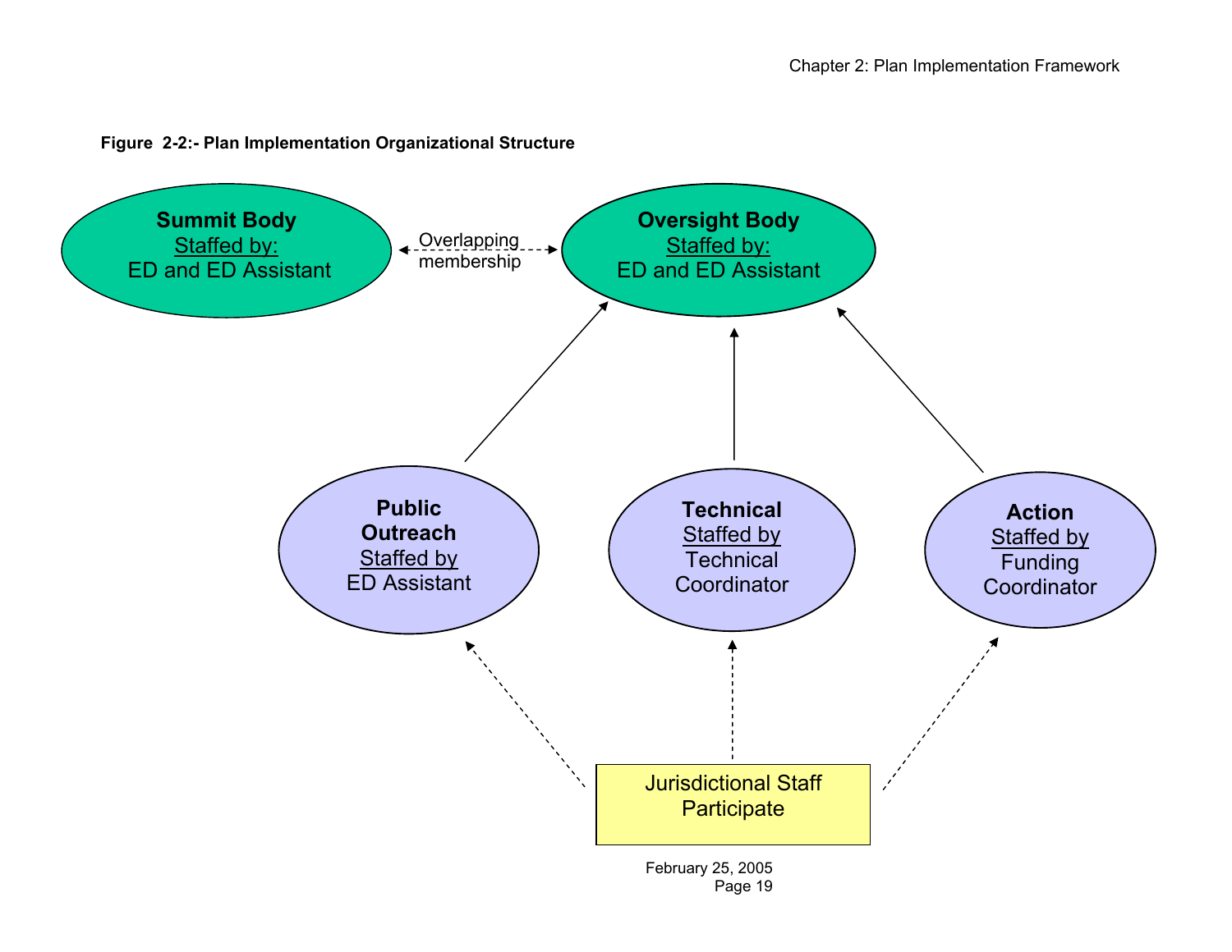**Figure 2-2:- Plan Implementation Organizational Structure**

**Summit Body**
Staffed by:
ED and ED Assistant

Overlapping membership

**Oversight Body**
Staffed by:
ED and ED Assistant

**Public Outreach**
Staffed by
ED Assistant

**Technical**
Staffed by
Technical Coordinator

**Action**
Staffed by
Funding Coordinator

Jurisdictional Staff Participate

February 25, 2005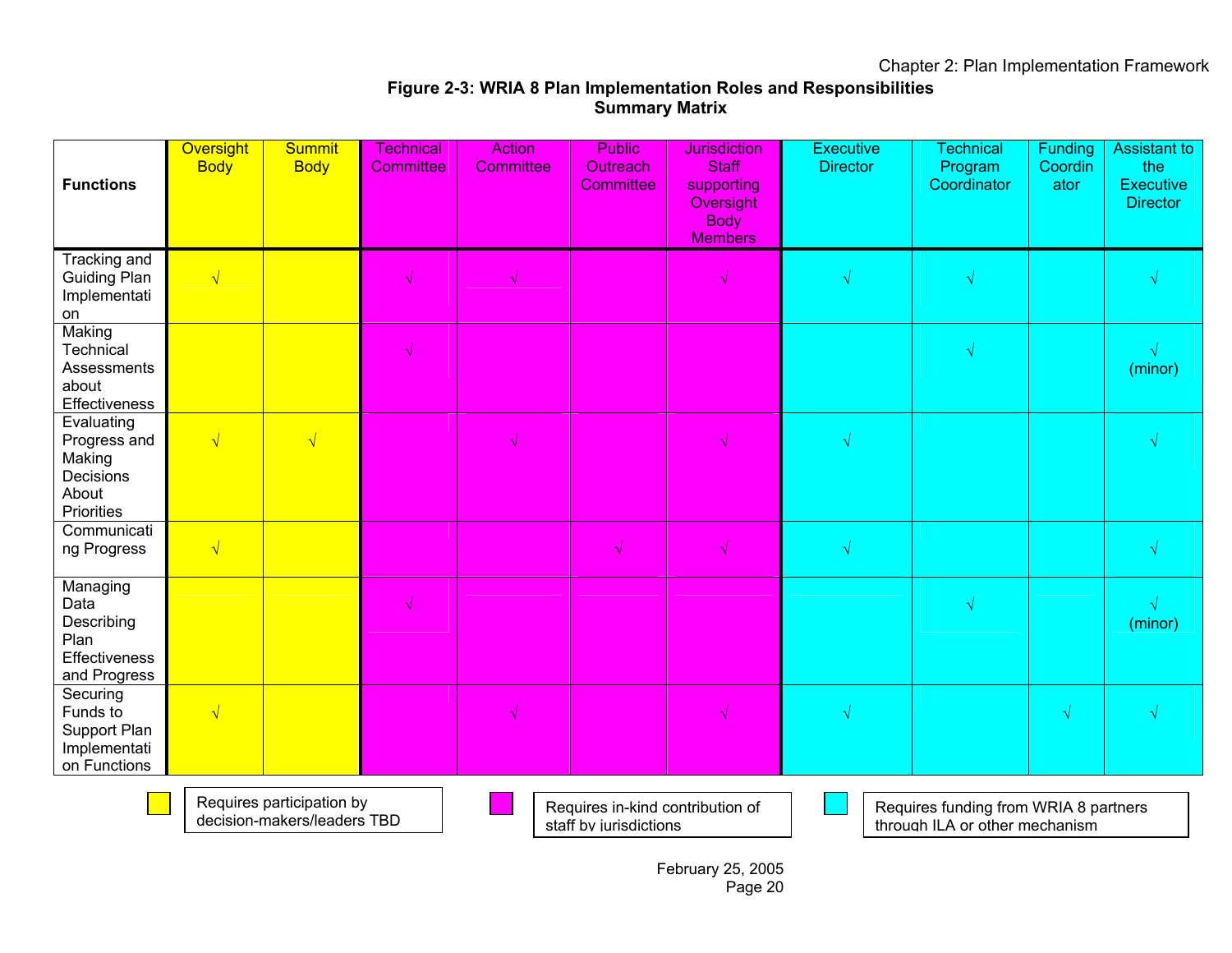**Figure 2-3: WRIA 8 Plan Implementation Roles and Responsibilities Summary Matrix**

| Functions | Oversight Body | Summit Body | Technical Committee | Action Committee | Public Outreach Committee | Jurisdiction Staff supporting Oversight Body Members | Executive Director | Technical Program Coordinator | Funding Coordinator | Assistant to the Executive Director |
|---|---|---|---|---|---|---|---|---|---|---|
| Tracking and Guiding Plan Implementation | √ | | √ | √ | | √ | √ | √ | | √ |
| Making Technical Assessments about Effectiveness | | | √ | | | | | √ | | √ (minor) |
| Evaluating Progress and Making Decisions About Priorities | √ | √ | | √ | | √ | √ | | | √ |
| Communicating Progress | √ | | | | √ | √ | √ | | | √ |
| Managing Data Describing Plan Effectiveness and Progress | | | √ | | | | | √ | | √ (minor) |
| Securing Funds to Support Plan Implementation Functions | √ | | | √ | | √ | √ | | √ | √ |

Legend:

- Yellow (Oversight Body, Summit Body): Requires participation by decision-makers/leaders TBD
- Magenta (Technical Committee, Action Committee, Public Outreach Committee, Jurisdiction Staff supporting Oversight Body Members): Requires in-kind contribution of staff by jurisdictions
- Cyan (Executive Director, Technical Program Coordinator, Funding Coordinator, Assistant to the Executive Director): Requires funding from WRIA 8 partners through ILA or other mechanism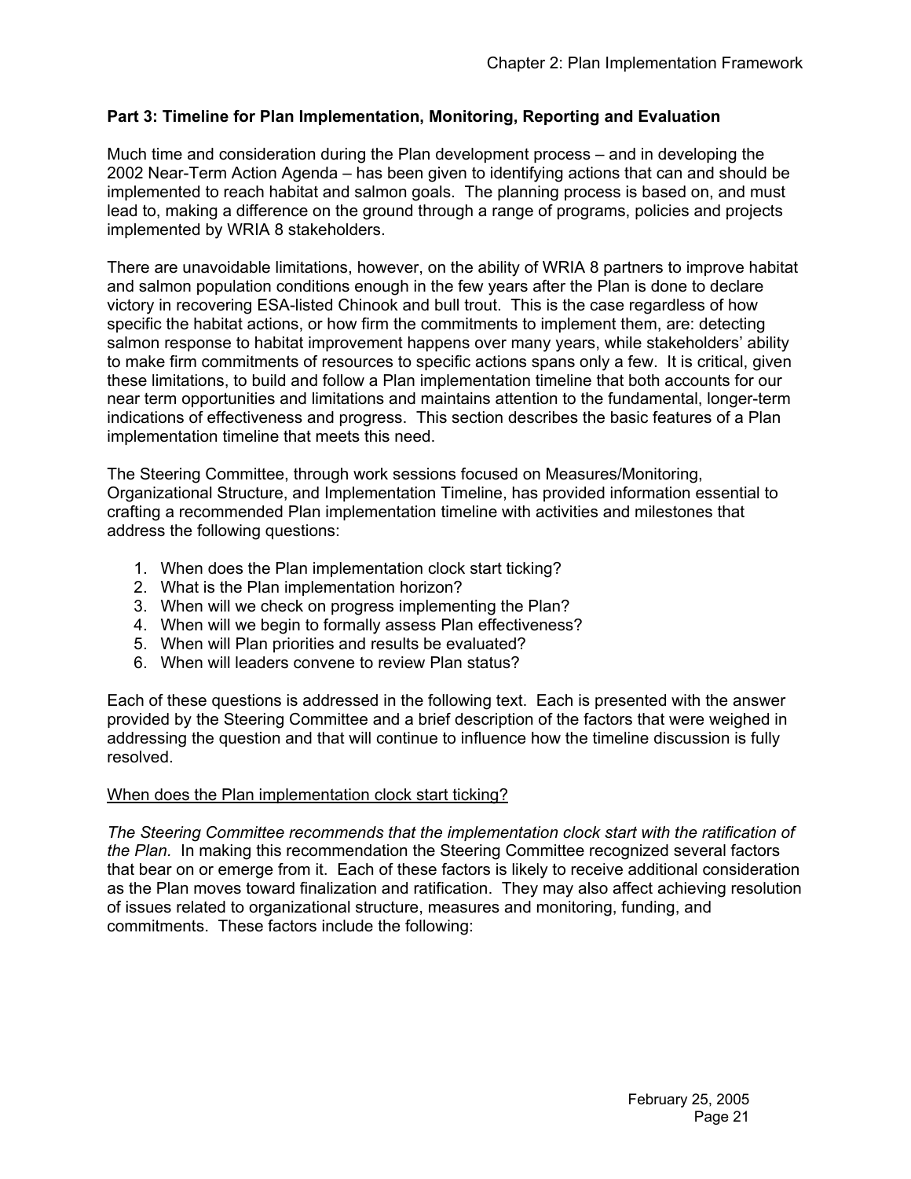### Part 3: Timeline for Plan Implementation, Monitoring, Reporting and Evaluation

Much time and consideration during the Plan development process – and in developing the 2002 Near-Term Action Agenda – has been given to identifying actions that can and should be implemented to reach habitat and salmon goals. The planning process is based on, and must lead to, making a difference on the ground through a range of programs, policies and projects implemented by WRIA 8 stakeholders.

There are unavoidable limitations, however, on the ability of WRIA 8 partners to improve habitat and salmon population conditions enough in the few years after the Plan is done to declare victory in recovering ESA-listed Chinook and bull trout. This is the case regardless of how specific the habitat actions, or how firm the commitments to implement them, are: detecting salmon response to habitat improvement happens over many years, while stakeholders' ability to make firm commitments of resources to specific actions spans only a few. It is critical, given these limitations, to build and follow a Plan implementation timeline that both accounts for our near term opportunities and limitations and maintains attention to the fundamental, longer-term indications of effectiveness and progress. This section describes the basic features of a Plan implementation timeline that meets this need.

The Steering Committee, through work sessions focused on Measures/Monitoring, Organizational Structure, and Implementation Timeline, has provided information essential to crafting a recommended Plan implementation timeline with activities and milestones that address the following questions:

1. When does the Plan implementation clock start ticking?
2. What is the Plan implementation horizon?
3. When will we check on progress implementing the Plan?
4. When will we begin to formally assess Plan effectiveness?
5. When will Plan priorities and results be evaluated?
6. When will leaders convene to review Plan status?

Each of these questions is addressed in the following text. Each is presented with the answer provided by the Steering Committee and a brief description of the factors that were weighed in addressing the question and that will continue to influence how the timeline discussion is fully resolved.

<u>When does the Plan implementation clock start ticking?</u>

*The Steering Committee recommends that the implementation clock start with the ratification of the Plan.* In making this recommendation the Steering Committee recognized several factors that bear on or emerge from it. Each of these factors is likely to receive additional consideration as the Plan moves toward finalization and ratification. They may also affect achieving resolution of issues related to organizational structure, measures and monitoring, funding, and commitments. These factors include the following: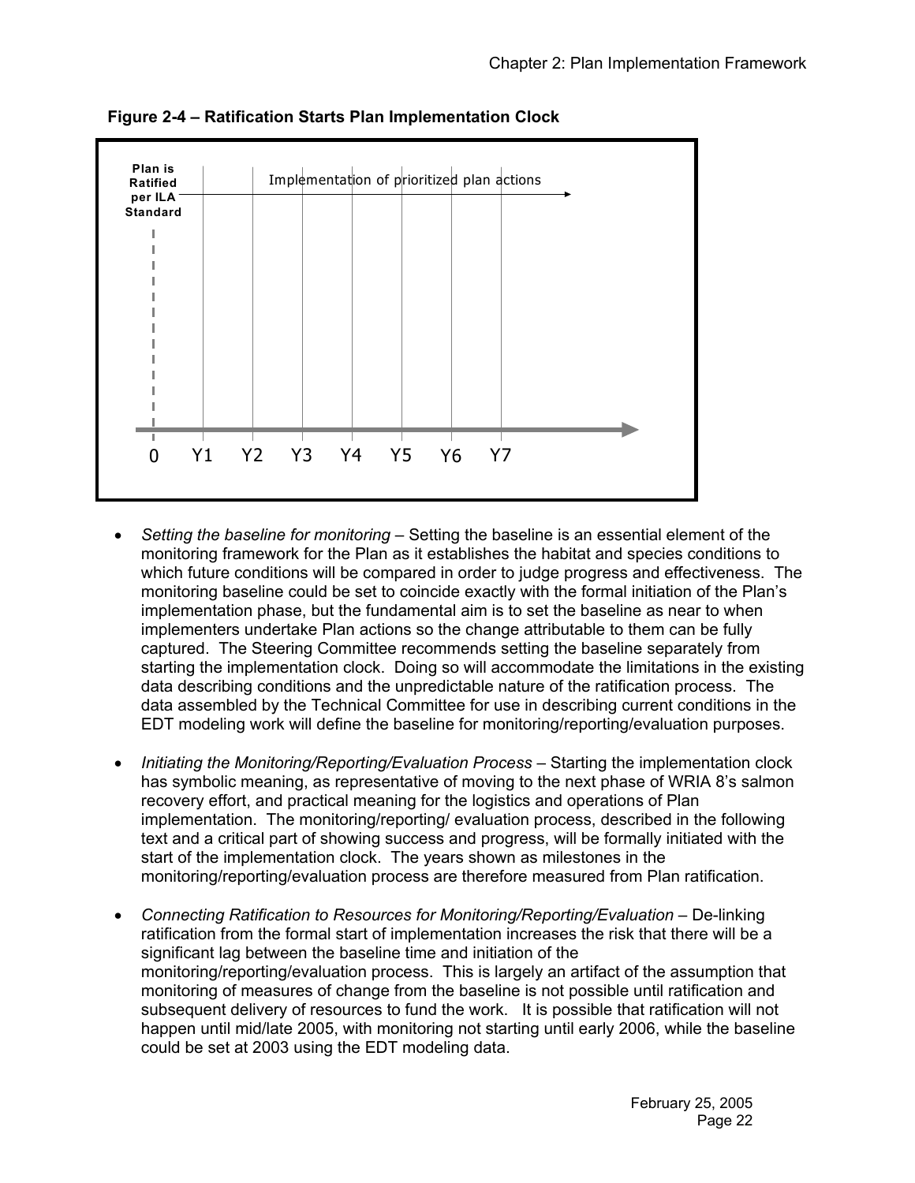**Figure 2-4 – Ratification Starts Plan Implementation Clock**

Plan is Ratified per ILA Standard

Implementation of prioritized plan actions

0 Y1 Y2 Y3 Y4 Y5 Y6 Y7

- *Setting the baseline for monitoring* – Setting the baseline is an essential element of the monitoring framework for the Plan as it establishes the habitat and species conditions to which future conditions will be compared in order to judge progress and effectiveness. The monitoring baseline could be set to coincide exactly with the formal initiation of the Plan's implementation phase, but the fundamental aim is to set the baseline as near to when implementers undertake Plan actions so the change attributable to them can be fully captured. The Steering Committee recommends setting the baseline separately from starting the implementation clock. Doing so will accommodate the limitations in the existing data describing conditions and the unpredictable nature of the ratification process. The data assembled by the Technical Committee for use in describing current conditions in the EDT modeling work will define the baseline for monitoring/reporting/evaluation purposes.

- *Initiating the Monitoring/Reporting/Evaluation Process* – Starting the implementation clock has symbolic meaning, as representative of moving to the next phase of WRIA 8's salmon recovery effort, and practical meaning for the logistics and operations of Plan implementation. The monitoring/reporting/ evaluation process, described in the following text and a critical part of showing success and progress, will be formally initiated with the start of the implementation clock. The years shown as milestones in the monitoring/reporting/evaluation process are therefore measured from Plan ratification.

- *Connecting Ratification to Resources for Monitoring/Reporting/Evaluation* – De-linking ratification from the formal start of implementation increases the risk that there will be a significant lag between the baseline time and initiation of the monitoring/reporting/evaluation process. This is largely an artifact of the assumption that monitoring of measures of change from the baseline is not possible until ratification and subsequent delivery of resources to fund the work. It is possible that ratification will not happen until mid/late 2005, with monitoring not starting until early 2006, while the baseline could be set at 2003 using the EDT modeling data.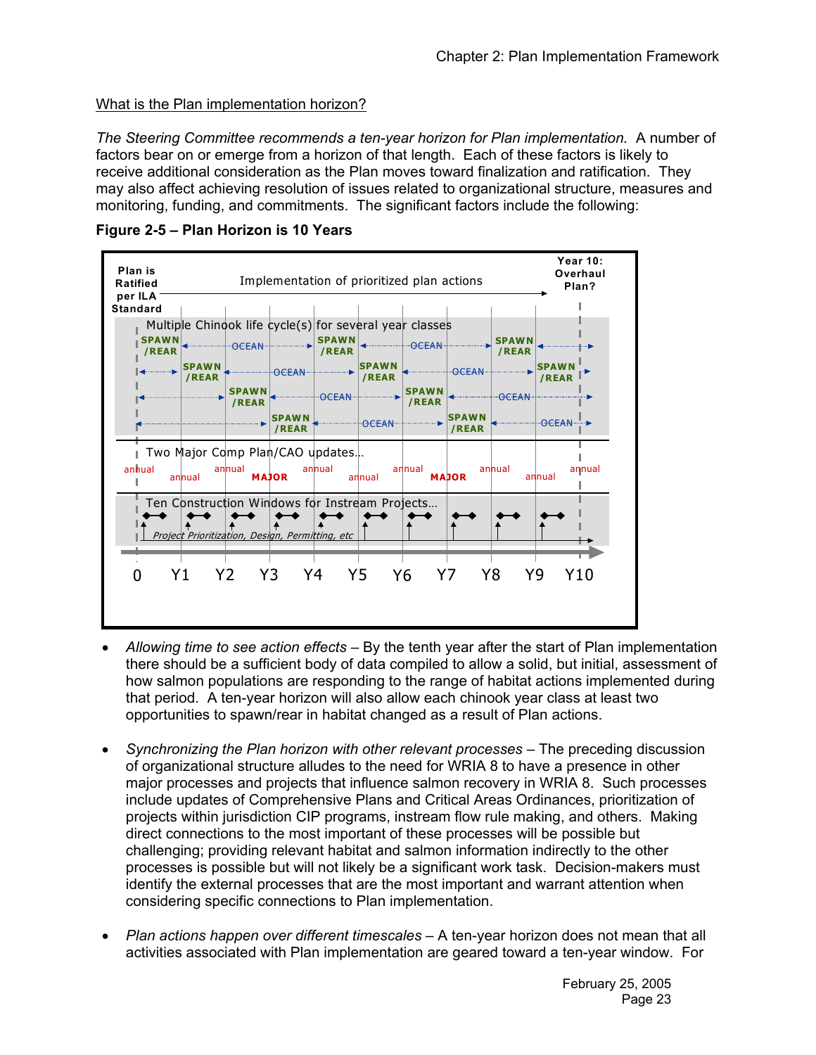What is the Plan implementation horizon?

*The Steering Committee recommends a ten-year horizon for Plan implementation.* A number of factors bear on or emerge from a horizon of that length. Each of these factors is likely to receive additional consideration as the Plan moves toward finalization and ratification. They may also affect achieving resolution of issues related to organizational structure, measures and monitoring, funding, and commitments. The significant factors include the following:

**Figure 2-5 – Plan Horizon is 10 Years**

- *Allowing time to see action effects* – By the tenth year after the start of Plan implementation there should be a sufficient body of data compiled to allow a solid, but initial, assessment of how salmon populations are responding to the range of habitat actions implemented during that period. A ten-year horizon will also allow each chinook year class at least two opportunities to spawn/rear in habitat changed as a result of Plan actions.

- *Synchronizing the Plan horizon with other relevant processes* – The preceding discussion of organizational structure alludes to the need for WRIA 8 to have a presence in other major processes and projects that influence salmon recovery in WRIA 8. Such processes include updates of Comprehensive Plans and Critical Areas Ordinances, prioritization of projects within jurisdiction CIP programs, instream flow rule making, and others. Making direct connections to the most important of these processes will be possible but challenging; providing relevant habitat and salmon information indirectly to the other processes is possible but will not likely be a significant work task. Decision-makers must identify the external processes that are the most important and warrant attention when considering specific connections to Plan implementation.

- *Plan actions happen over different timescales* – A ten-year horizon does not mean that all activities associated with Plan implementation are geared toward a ten-year window. For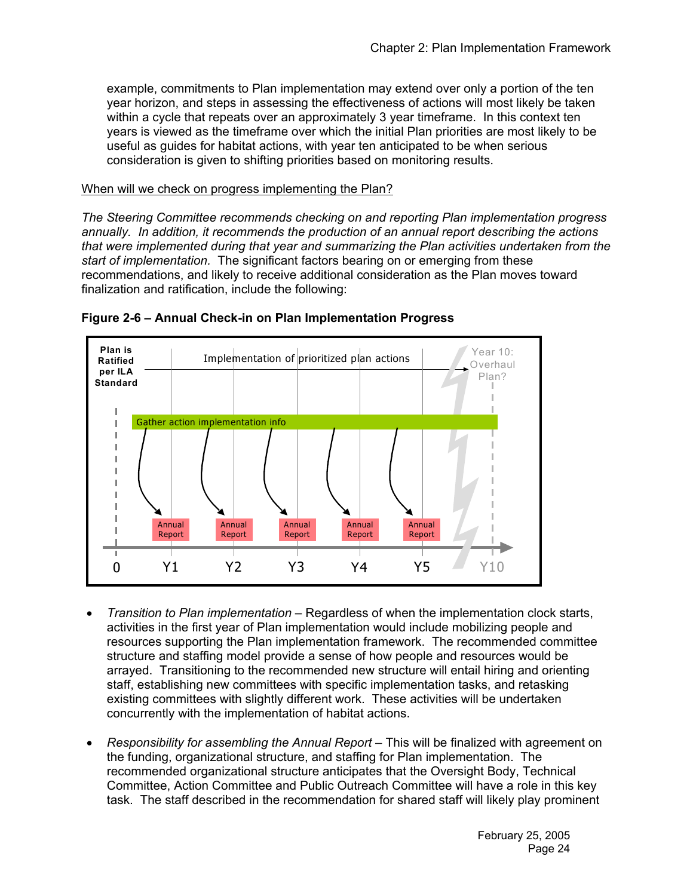example, commitments to Plan implementation may extend over only a portion of the ten year horizon, and steps in assessing the effectiveness of actions will most likely be taken within a cycle that repeats over an approximately 3 year timeframe. In this context ten years is viewed as the timeframe over which the initial Plan priorities are most likely to be useful as guides for habitat actions, with year ten anticipated to be when serious consideration is given to shifting priorities based on monitoring results.

When will we check on progress implementing the Plan?

*The Steering Committee recommends checking on and reporting Plan implementation progress annually. In addition, it recommends the production of an annual report describing the actions that were implemented during that year and summarizing the Plan activities undertaken from the start of implementation.* The significant factors bearing on or emerging from these recommendations, and likely to receive additional consideration as the Plan moves toward finalization and ratification, include the following:

**Figure 2-6 – Annual Check-in on Plan Implementation Progress**

Plan is Ratified per ILA Standard

Implementation of prioritized plan actions

Year 10: Overhaul Plan?

Gather action implementation info

Annual Report | Annual Report | Annual Report | Annual Report | Annual Report

0 Y1 Y2 Y3 Y4 Y5 Y10

- *Transition to Plan implementation* – Regardless of when the implementation clock starts, activities in the first year of Plan implementation would include mobilizing people and resources supporting the Plan implementation framework. The recommended committee structure and staffing model provide a sense of how people and resources would be arrayed. Transitioning to the recommended new structure will entail hiring and orienting staff, establishing new committees with specific implementation tasks, and retasking existing committees with slightly different work. These activities will be undertaken concurrently with the implementation of habitat actions.

- *Responsibility for assembling the Annual Report* – This will be finalized with agreement on the funding, organizational structure, and staffing for Plan implementation. The recommended organizational structure anticipates that the Oversight Body, Technical Committee, Action Committee and Public Outreach Committee will have a role in this key task. The staff described in the recommendation for shared staff will likely play prominent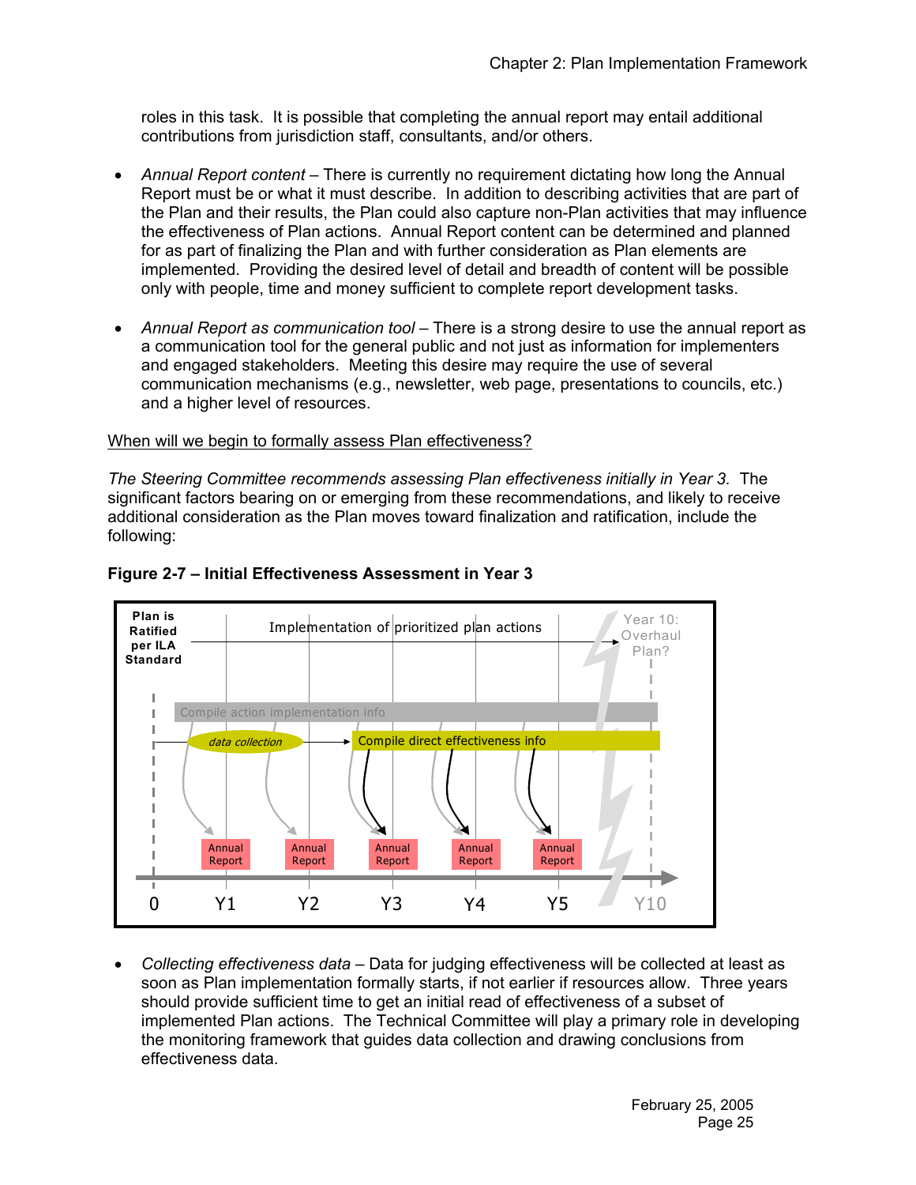roles in this task. It is possible that completing the annual report may entail additional contributions from jurisdiction staff, consultants, and/or others.

- *Annual Report content* – There is currently no requirement dictating how long the Annual Report must be or what it must describe. In addition to describing activities that are part of the Plan and their results, the Plan could also capture non-Plan activities that may influence the effectiveness of Plan actions. Annual Report content can be determined and planned for as part of finalizing the Plan and with further consideration as Plan elements are implemented. Providing the desired level of detail and breadth of content will be possible only with people, time and money sufficient to complete report development tasks.

- *Annual Report as communication tool* – There is a strong desire to use the annual report as a communication tool for the general public and not just as information for implementers and engaged stakeholders. Meeting this desire may require the use of several communication mechanisms (e.g., newsletter, web page, presentations to councils, etc.) and a higher level of resources.

When will we begin to formally assess Plan effectiveness?

*The Steering Committee recommends assessing Plan effectiveness initially in Year 3.* The significant factors bearing on or emerging from these recommendations, and likely to receive additional consideration as the Plan moves toward finalization and ratification, include the following:

**Figure 2-7 – Initial Effectiveness Assessment in Year 3**

Plan is Ratified per ILA Standard | Implementation of prioritized plan actions | Year 10: Overhaul Plan?

Compile action implementation info

*data collection* → Compile direct effectiveness info

Annual Report | Annual Report | Annual Report | Annual Report | Annual Report

0 | Y1 | Y2 | Y3 | Y4 | Y5 | Y10

- *Collecting effectiveness data* – Data for judging effectiveness will be collected at least as soon as Plan implementation formally starts, if not earlier if resources allow. Three years should provide sufficient time to get an initial read of effectiveness of a subset of implemented Plan actions. The Technical Committee will play a primary role in developing the monitoring framework that guides data collection and drawing conclusions from effectiveness data.

February 25, 2005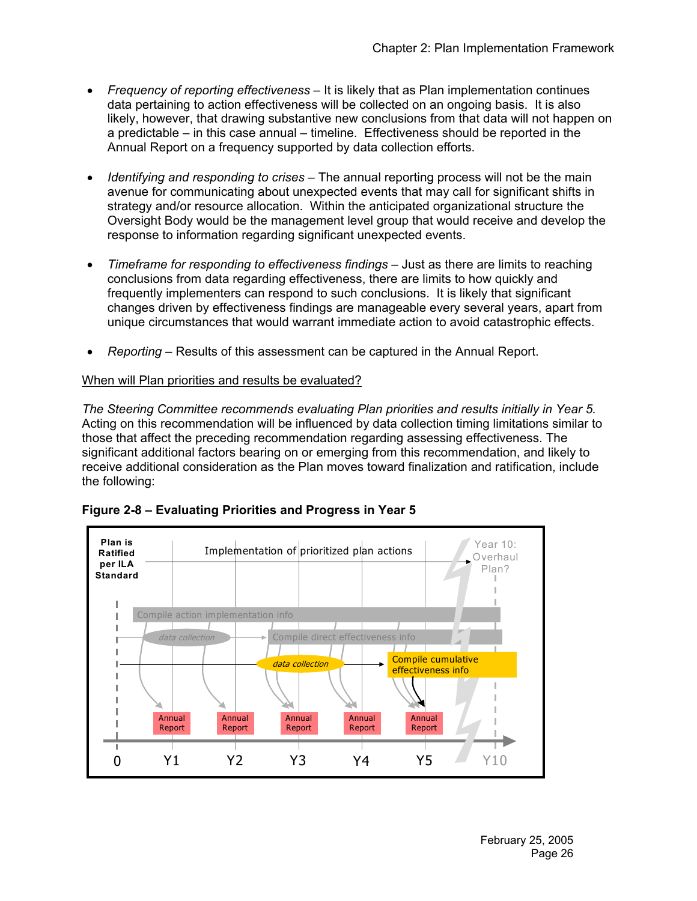- *Frequency of reporting effectiveness* – It is likely that as Plan implementation continues data pertaining to action effectiveness will be collected on an ongoing basis. It is also likely, however, that drawing substantive new conclusions from that data will not happen on a predictable – in this case annual – timeline. Effectiveness should be reported in the Annual Report on a frequency supported by data collection efforts.

- *Identifying and responding to crises* – The annual reporting process will not be the main avenue for communicating about unexpected events that may call for significant shifts in strategy and/or resource allocation. Within the anticipated organizational structure the Oversight Body would be the management level group that would receive and develop the response to information regarding significant unexpected events.

- *Timeframe for responding to effectiveness findings* – Just as there are limits to reaching conclusions from data regarding effectiveness, there are limits to how quickly and frequently implementers can respond to such conclusions. It is likely that significant changes driven by effectiveness findings are manageable every several years, apart from unique circumstances that would warrant immediate action to avoid catastrophic effects.

- *Reporting* – Results of this assessment can be captured in the Annual Report.

When will Plan priorities and results be evaluated?

*The Steering Committee recommends evaluating Plan priorities and results initially in Year 5.* Acting on this recommendation will be influenced by data collection timing limitations similar to those that affect the preceding recommendation regarding assessing effectiveness. The significant additional factors bearing on or emerging from this recommendation, and likely to receive additional consideration as the Plan moves toward finalization and ratification, include the following:

**Figure 2-8 – Evaluating Priorities and Progress in Year 5**

Plan is Ratified per ILA Standard

Implementation of prioritized plan actions

Year 10: Overhaul Plan?

Compile action implementation info

data collection

Compile direct effectiveness info

data collection

Compile cumulative effectiveness info

Annual Report | Annual Report | Annual Report | Annual Report | Annual Report

0 Y1 Y2 Y3 Y4 Y5 Y10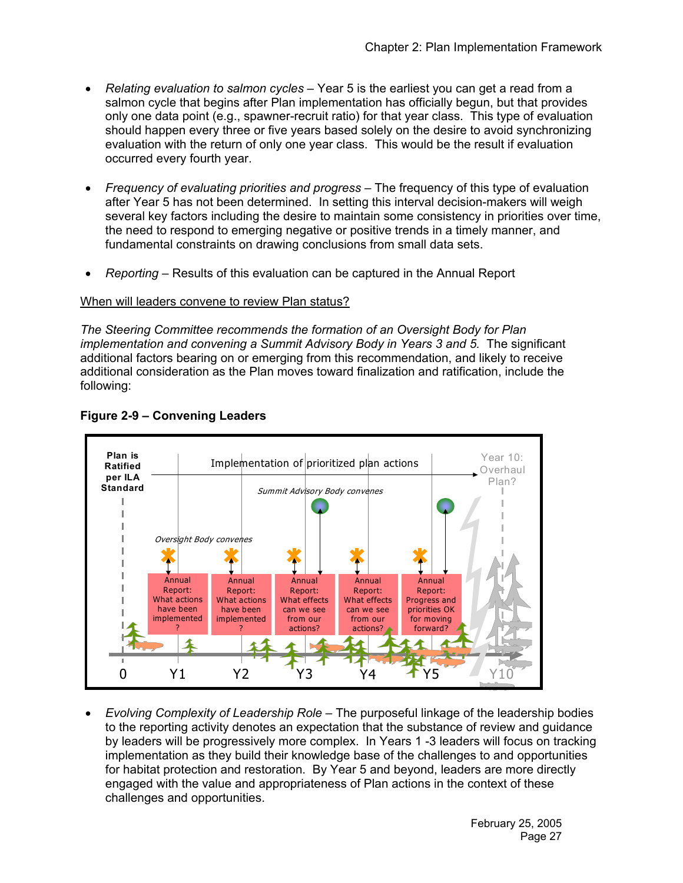- *Relating evaluation to salmon cycles* – Year 5 is the earliest you can get a read from a salmon cycle that begins after Plan implementation has officially begun, but that provides only one data point (e.g., spawner-recruit ratio) for that year class. This type of evaluation should happen every three or five years based solely on the desire to avoid synchronizing evaluation with the return of only one year class. This would be the result if evaluation occurred every fourth year.

- *Frequency of evaluating priorities and progress* – The frequency of this type of evaluation after Year 5 has not been determined. In setting this interval decision-makers will weigh several key factors including the desire to maintain some consistency in priorities over time, the need to respond to emerging negative or positive trends in a timely manner, and fundamental constraints on drawing conclusions from small data sets.

- *Reporting* – Results of this evaluation can be captured in the Annual Report

When will leaders convene to review Plan status?

*The Steering Committee recommends the formation of an Oversight Body for Plan implementation and convening a Summit Advisory Body in Years 3 and 5.* The significant additional factors bearing on or emerging from this recommendation, and likely to receive additional consideration as the Plan moves toward finalization and ratification, include the following:

**Figure 2-9 – Convening Leaders**

- *Evolving Complexity of Leadership Role* – The purposeful linkage of the leadership bodies to the reporting activity denotes an expectation that the substance of review and guidance by leaders will be progressively more complex. In Years 1 -3 leaders will focus on tracking implementation as they build their knowledge base of the challenges to and opportunities for habitat protection and restoration. By Year 5 and beyond, leaders are more directly engaged with the value and appropriateness of Plan actions in the context of these challenges and opportunities.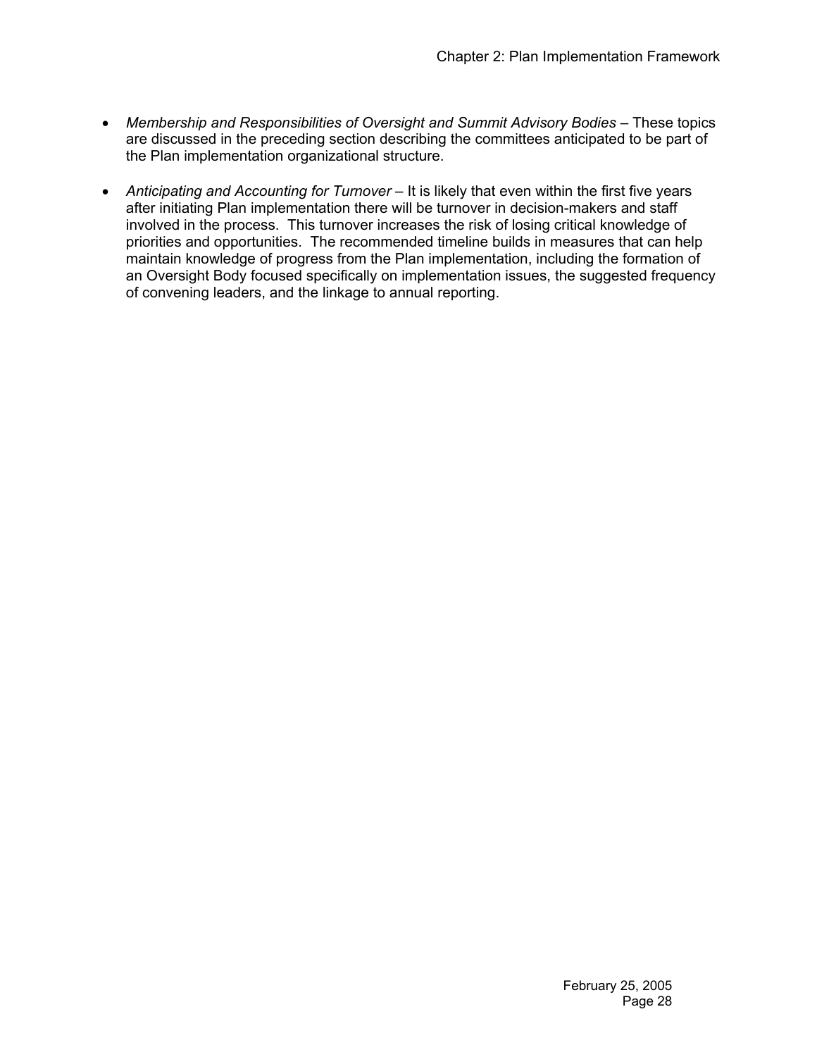- *Membership and Responsibilities of Oversight and Summit Advisory Bodies* – These topics are discussed in the preceding section describing the committees anticipated to be part of the Plan implementation organizational structure.

- *Anticipating and Accounting for Turnover* – It is likely that even within the first five years after initiating Plan implementation there will be turnover in decision-makers and staff involved in the process. This turnover increases the risk of losing critical knowledge of priorities and opportunities. The recommended timeline builds in measures that can help maintain knowledge of progress from the Plan implementation, including the formation of an Oversight Body focused specifically on implementation issues, the suggested frequency of convening leaders, and the linkage to annual reporting.